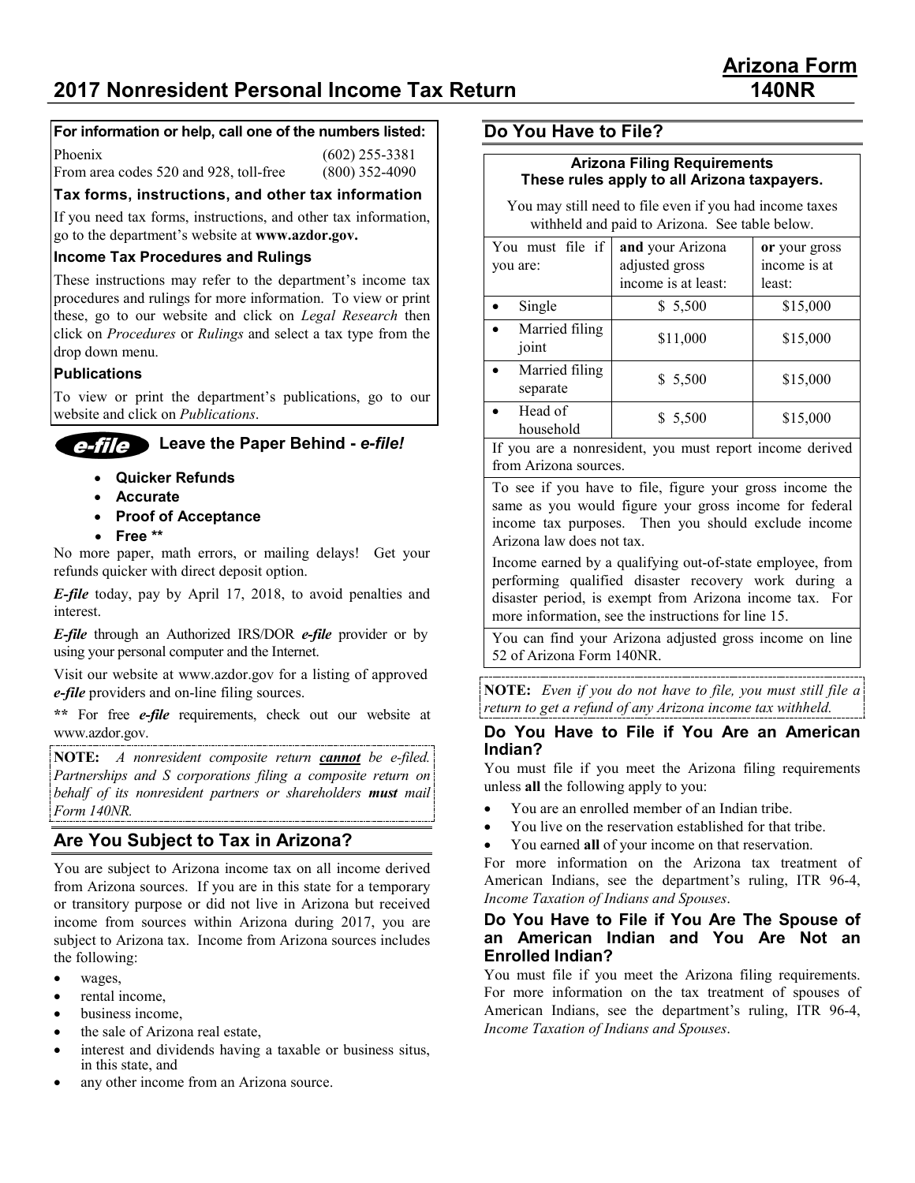# 2017 Nonresident Personal Income Tax Return

# Arizona Form 140NR

**For information or help, call one of the numbers listed:**

| | |
|---|---|
| Phoenix | (602) 255-3381 |
| From area codes 520 and 928, toll-free | (800) 352-4090 |

**Tax forms, instructions, and other tax information**

If you need tax forms, instructions, and other tax information, go to the department's website at **www.azdor.gov.**

**Income Tax Procedures and Rulings**

These instructions may refer to the department's income tax procedures and rulings for more information. To view or print these, go to our website and click on *Legal Research* then click on *Procedures* or *Rulings* and select a tax type from the drop down menu.

**Publications**

To view or print the department's publications, go to our website and click on *Publications*.

**e-file Leave the Paper Behind - *e-file!***

- **Quicker Refunds**
- **Accurate**
- **Proof of Acceptance**
- **Free \*\***

No more paper, math errors, or mailing delays! Get your refunds quicker with direct deposit option.

***E-file*** today, pay by April 17, 2018, to avoid penalties and interest.

***E-file*** through an Authorized IRS/DOR ***e-file*** provider or by using your personal computer and the Internet.

Visit our website at www.azdor.gov for a listing of approved ***e-file*** providers and on-line filing sources.

**\*\*** For free ***e-file*** requirements, check out our website at www.azdor.gov.

**NOTE:** *A nonresident composite return **cannot** be e-filed. Partnerships and S corporations filing a composite return on behalf of its nonresident partners or shareholders **must** mail Form 140NR.*

## Are You Subject to Tax in Arizona?

You are subject to Arizona income tax on all income derived from Arizona sources. If you are in this state for a temporary or transitory purpose or did not live in Arizona but received income from sources within Arizona during 2017, you are subject to Arizona tax. Income from Arizona sources includes the following:

- wages,
- rental income,
- business income,
- the sale of Arizona real estate,
- interest and dividends having a taxable or business situs, in this state, and
- any other income from an Arizona source.

## Do You Have to File?

**Arizona Filing Requirements**
**These rules apply to all Arizona taxpayers.**

You may still need to file even if you had income taxes withheld and paid to Arizona. See table below.

| You must file if you are: | **and** your Arizona adjusted gross income is at least: | **or** your gross income is at least: |
|---|---|---|
| • Single | $ 5,500 | $15,000 |
| • Married filing joint | $11,000 | $15,000 |
| • Married filing separate | $ 5,500 | $15,000 |
| • Head of household | $ 5,500 | $15,000 |

If you are a nonresident, you must report income derived from Arizona sources.

To see if you have to file, figure your gross income the same as you would figure your gross income for federal income tax purposes. Then you should exclude income Arizona law does not tax.

Income earned by a qualifying out-of-state employee, from performing qualified disaster recovery work during a disaster period, is exempt from Arizona income tax. For more information, see the instructions for line 15.

You can find your Arizona adjusted gross income on line 52 of Arizona Form 140NR.

**NOTE:** *Even if you do not have to file, you must still file a return to get a refund of any Arizona income tax withheld.*

### Do You Have to File if You Are an American Indian?

You must file if you meet the Arizona filing requirements unless **all** the following apply to you:

- You are an enrolled member of an Indian tribe.
- You live on the reservation established for that tribe.
- You earned **all** of your income on that reservation.

For more information on the Arizona tax treatment of American Indians, see the department's ruling, ITR 96-4, *Income Taxation of Indians and Spouses*.

### Do You Have to File if You Are The Spouse of an American Indian and You Are Not an Enrolled Indian?

You must file if you meet the Arizona filing requirements. For more information on the tax treatment of spouses of American Indians, see the department's ruling, ITR 96-4, *Income Taxation of Indians and Spouses*.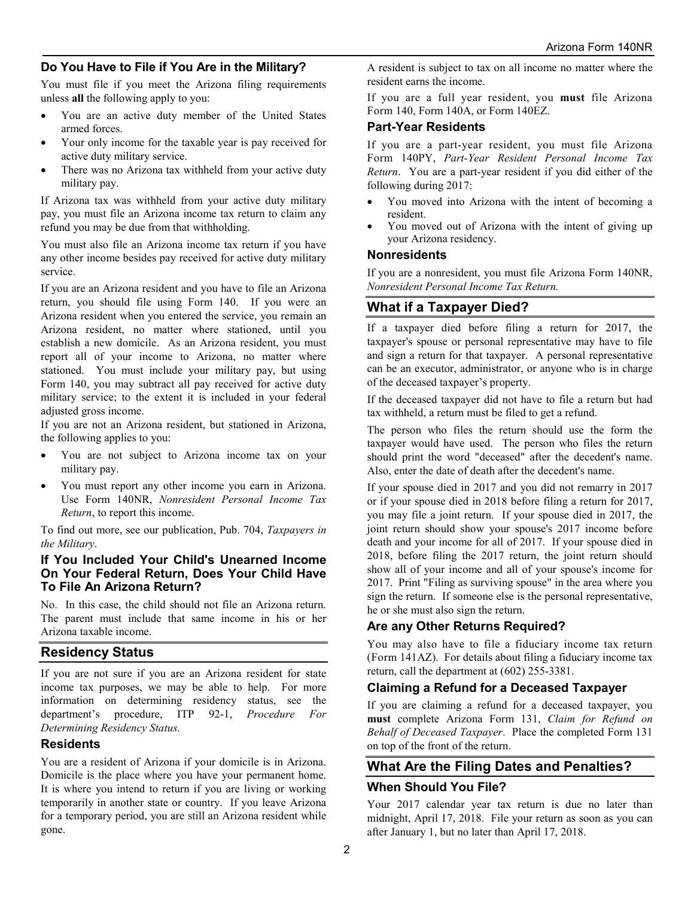### Do You Have to File if You Are in the Military?

You must file if you meet the Arizona filing requirements unless **all** the following apply to you:

- You are an active duty member of the United States armed forces.
- Your only income for the taxable year is pay received for active duty military service.
- There was no Arizona tax withheld from your active duty military pay.

If Arizona tax was withheld from your active duty military pay, you must file an Arizona income tax return to claim any refund you may be due from that withholding.

You must also file an Arizona income tax return if you have any other income besides pay received for active duty military service.

If you are an Arizona resident and you have to file an Arizona return, you should file using Form 140. If you were an Arizona resident when you entered the service, you remain an Arizona resident, no matter where stationed, until you establish a new domicile. As an Arizona resident, you must report all of your income to Arizona, no matter where stationed. You must include your military pay, but using Form 140, you may subtract all pay received for active duty military service; to the extent it is included in your federal adjusted gross income.

If you are not an Arizona resident, but stationed in Arizona, the following applies to you:

- You are not subject to Arizona income tax on your military pay.
- You must report any other income you earn in Arizona. Use Form 140NR, *Nonresident Personal Income Tax Return*, to report this income.

To find out more, see our publication, Pub. 704, *Taxpayers in the Military*.

### If You Included Your Child's Unearned Income On Your Federal Return, Does Your Child Have To File An Arizona Return?

No. In this case, the child should not file an Arizona return. The parent must include that same income in his or her Arizona taxable income.

## Residency Status

If you are not sure if you are an Arizona resident for state income tax purposes, we may be able to help. For more information on determining residency status, see the department's procedure, ITP 92-1, *Procedure For Determining Residency Status*.

### Residents

You are a resident of Arizona if your domicile is in Arizona. Domicile is the place where you have your permanent home. It is where you intend to return if you are living or working temporarily in another state or country. If you leave Arizona for a temporary period, you are still an Arizona resident while gone.

A resident is subject to tax on all income no matter where the resident earns the income.

If you are a full year resident, you **must** file Arizona Form 140, Form 140A, or Form 140EZ.

### Part-Year Residents

If you are a part-year resident, you must file Arizona Form 140PY, *Part-Year Resident Personal Income Tax Return*. You are a part-year resident if you did either of the following during 2017:

- You moved into Arizona with the intent of becoming a resident.
- You moved out of Arizona with the intent of giving up your Arizona residency.

### Nonresidents

If you are a nonresident, you must file Arizona Form 140NR, *Nonresident Personal Income Tax Return.*

## What if a Taxpayer Died?

If a taxpayer died before filing a return for 2017, the taxpayer's spouse or personal representative may have to file and sign a return for that taxpayer. A personal representative can be an executor, administrator, or anyone who is in charge of the deceased taxpayer's property.

If the deceased taxpayer did not have to file a return but had tax withheld, a return must be filed to get a refund.

The person who files the return should use the form the taxpayer would have used. The person who files the return should print the word "deceased" after the decedent's name. Also, enter the date of death after the decedent's name.

If your spouse died in 2017 and you did not remarry in 2017 or if your spouse died in 2018 before filing a return for 2017, you may file a joint return. If your spouse died in 2017, the joint return should show your spouse's 2017 income before death and your income for all of 2017. If your spouse died in 2018, before filing the 2017 return, the joint return should show all of your income and all of your spouse's income for 2017. Print "Filing as surviving spouse" in the area where you sign the return. If someone else is the personal representative, he or she must also sign the return.

### Are any Other Returns Required?

You may also have to file a fiduciary income tax return (Form 141AZ). For details about filing a fiduciary income tax return, call the department at (602) 255-3381.

### Claiming a Refund for a Deceased Taxpayer

If you are claiming a refund for a deceased taxpayer, you **must** complete Arizona Form 131, *Claim for Refund on Behalf of Deceased Taxpayer*. Place the completed Form 131 on top of the front of the return.

## What Are the Filing Dates and Penalties?

### When Should You File?

Your 2017 calendar year tax return is due no later than midnight, April 17, 2018. File your return as soon as you can after January 1, but no later than April 17, 2018.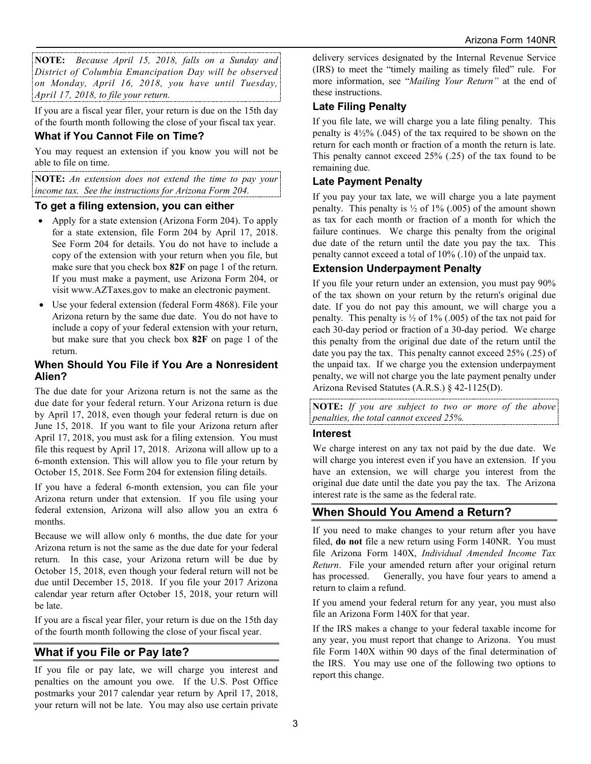**NOTE:** *Because April 15, 2018, falls on a Sunday and District of Columbia Emancipation Day will be observed on Monday, April 16, 2018, you have until Tuesday, April 17, 2018, to file your return.*

If you are a fiscal year filer, your return is due on the 15th day of the fourth month following the close of your fiscal tax year.

### What if You Cannot File on Time?

You may request an extension if you know you will not be able to file on time.

**NOTE:** *An extension does not extend the time to pay your income tax. See the instructions for Arizona Form 204.*

### To get a filing extension, you can either

- Apply for a state extension (Arizona Form 204). To apply for a state extension, file Form 204 by April 17, 2018. See Form 204 for details. You do not have to include a copy of the extension with your return when you file, but make sure that you check box **82F** on page 1 of the return. If you must make a payment, use Arizona Form 204, or visit www.AZTaxes.gov to make an electronic payment.
- Use your federal extension (federal Form 4868). File your Arizona return by the same due date. You do not have to include a copy of your federal extension with your return, but make sure that you check box **82F** on page 1 of the return.

### When Should You File if You Are a Nonresident Alien?

The due date for your Arizona return is not the same as the due date for your federal return. Your Arizona return is due by April 17, 2018, even though your federal return is due on June 15, 2018. If you want to file your Arizona return after April 17, 2018, you must ask for a filing extension. You must file this request by April 17, 2018. Arizona will allow up to a 6-month extension. This will allow you to file your return by October 15, 2018. See Form 204 for extension filing details.

If you have a federal 6-month extension, you can file your Arizona return under that extension. If you file using your federal extension, Arizona will also allow you an extra 6 months.

Because we will allow only 6 months, the due date for your Arizona return is not the same as the due date for your federal return. In this case, your Arizona return will be due by October 15, 2018, even though your federal return will not be due until December 15, 2018. If you file your 2017 Arizona calendar year return after October 15, 2018, your return will be late.

If you are a fiscal year filer, your return is due on the 15th day of the fourth month following the close of your fiscal year.

## What if you File or Pay late?

If you file or pay late, we will charge you interest and penalties on the amount you owe. If the U.S. Post Office postmarks your 2017 calendar year return by April 17, 2018, your return will not be late. You may also use certain private delivery services designated by the Internal Revenue Service (IRS) to meet the "timely mailing as timely filed" rule. For more information, see "*Mailing Your Return*" at the end of these instructions.

### Late Filing Penalty

If you file late, we will charge you a late filing penalty. This penalty is 4½% (.045) of the tax required to be shown on the return for each month or fraction of a month the return is late. This penalty cannot exceed 25% (.25) of the tax found to be remaining due.

### Late Payment Penalty

If you pay your tax late, we will charge you a late payment penalty. This penalty is ½ of 1% (.005) of the amount shown as tax for each month or fraction of a month for which the failure continues. We charge this penalty from the original due date of the return until the date you pay the tax. This penalty cannot exceed a total of 10% (.10) of the unpaid tax.

### Extension Underpayment Penalty

If you file your return under an extension, you must pay 90% of the tax shown on your return by the return's original due date. If you do not pay this amount, we will charge you a penalty. This penalty is ½ of 1% (.005) of the tax not paid for each 30-day period or fraction of a 30-day period. We charge this penalty from the original due date of the return until the date you pay the tax. This penalty cannot exceed 25% (.25) of the unpaid tax. If we charge you the extension underpayment penalty, we will not charge you the late payment penalty under Arizona Revised Statutes (A.R.S.) § 42-1125(D).

**NOTE:** *If you are subject to two or more of the above penalties, the total cannot exceed 25%.*

### Interest

We charge interest on any tax not paid by the due date. We will charge you interest even if you have an extension. If you have an extension, we will charge you interest from the original due date until the date you pay the tax. The Arizona interest rate is the same as the federal rate.

## When Should You Amend a Return?

If you need to make changes to your return after you have filed, **do not** file a new return using Form 140NR. You must file Arizona Form 140X, *Individual Amended Income Tax Return*. File your amended return after your original return has processed. Generally, you have four years to amend a return to claim a refund.

If you amend your federal return for any year, you must also file an Arizona Form 140X for that year.

If the IRS makes a change to your federal taxable income for any year, you must report that change to Arizona. You must file Form 140X within 90 days of the final determination of the IRS. You may use one of the following two options to report this change.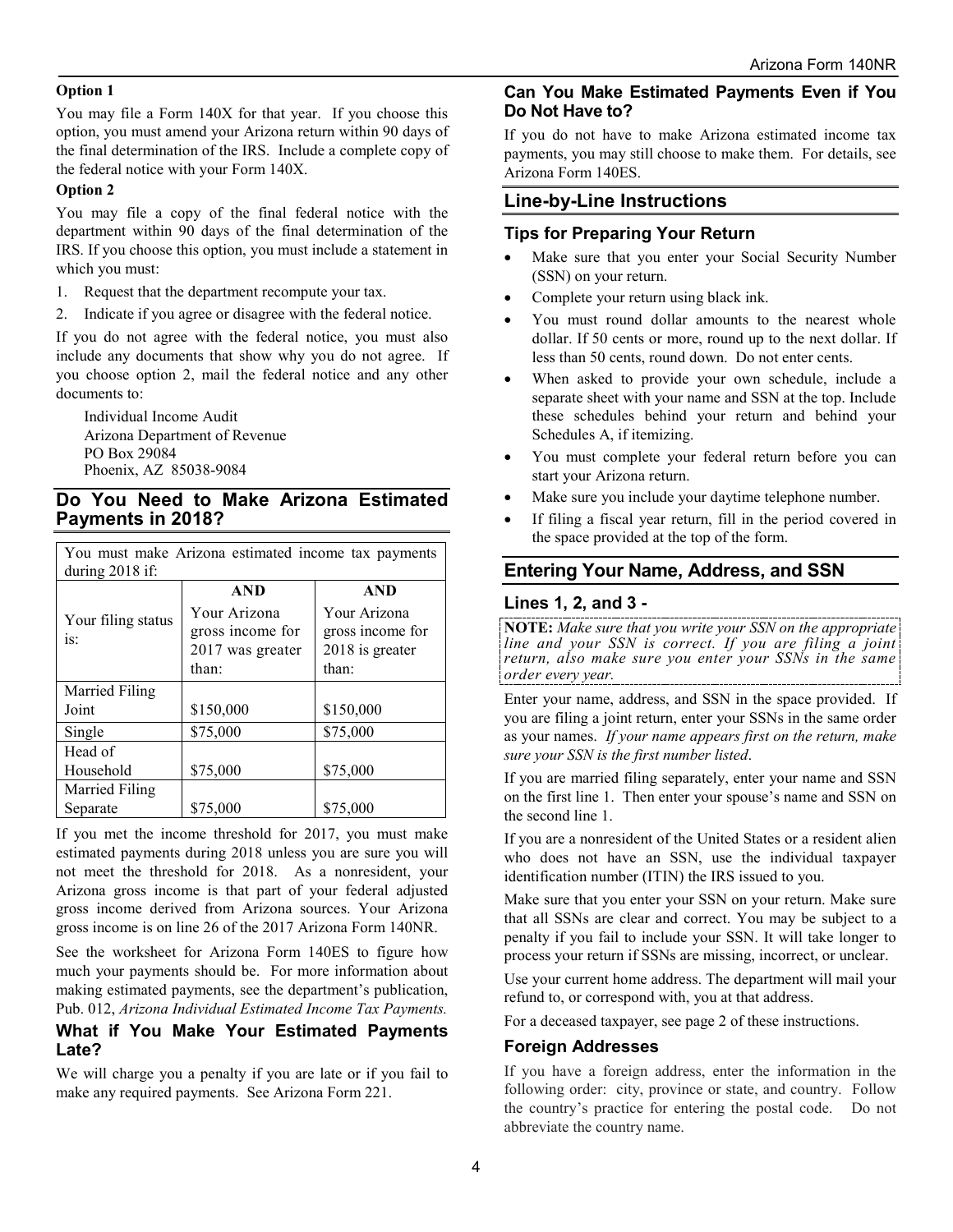**Option 1**

You may file a Form 140X for that year. If you choose this option, you must amend your Arizona return within 90 days of the final determination of the IRS. Include a complete copy of the federal notice with your Form 140X.

**Option 2**

You may file a copy of the final federal notice with the department within 90 days of the final determination of the IRS. If you choose this option, you must include a statement in which you must:

1. Request that the department recompute your tax.
2. Indicate if you agree or disagree with the federal notice.

If you do not agree with the federal notice, you must also include any documents that show why you do not agree. If you choose option 2, mail the federal notice and any other documents to:

Individual Income Audit
Arizona Department of Revenue
PO Box 29084
Phoenix, AZ 85038-9084

## Do You Need to Make Arizona Estimated Payments in 2018?

You must make Arizona estimated income tax payments during 2018 if:

| Your filing status is: | **AND** Your Arizona gross income for 2017 was greater than: | **AND** Your Arizona gross income for 2018 is greater than: |
|---|---|---|
| Married Filing Joint | $150,000 | $150,000 |
| Single | $75,000 | $75,000 |
| Head of Household | $75,000 | $75,000 |
| Married Filing Separate | $75,000 | $75,000 |

If you met the income threshold for 2017, you must make estimated payments during 2018 unless you are sure you will not meet the threshold for 2018. As a nonresident, your Arizona gross income is that part of your federal adjusted gross income derived from Arizona sources. Your Arizona gross income is on line 26 of the 2017 Arizona Form 140NR.

See the worksheet for Arizona Form 140ES to figure how much your payments should be. For more information about making estimated payments, see the department's publication, Pub. 012, *Arizona Individual Estimated Income Tax Payments.*

### What if You Make Your Estimated Payments Late?

We will charge you a penalty if you are late or if you fail to make any required payments. See Arizona Form 221.

### Can You Make Estimated Payments Even if You Do Not Have to?

If you do not have to make Arizona estimated income tax payments, you may still choose to make them. For details, see Arizona Form 140ES.

## Line-by-Line Instructions

### Tips for Preparing Your Return

- Make sure that you enter your Social Security Number (SSN) on your return.
- Complete your return using black ink.
- You must round dollar amounts to the nearest whole dollar. If 50 cents or more, round up to the next dollar. If less than 50 cents, round down. Do not enter cents.
- When asked to provide your own schedule, include a separate sheet with your name and SSN at the top. Include these schedules behind your return and behind your Schedules A, if itemizing.
- You must complete your federal return before you can start your Arizona return.
- Make sure you include your daytime telephone number.
- If filing a fiscal year return, fill in the period covered in the space provided at the top of the form.

## Entering Your Name, Address, and SSN

### Lines 1, 2, and 3 -

**NOTE:** *Make sure that you write your SSN on the appropriate line and your SSN is correct. If you are filing a joint return, also make sure you enter your SSNs in the same order every year.*

Enter your name, address, and SSN in the space provided. If you are filing a joint return, enter your SSNs in the same order as your names. *If your name appears first on the return, make sure your SSN is the first number listed*.

If you are married filing separately, enter your name and SSN on the first line 1. Then enter your spouse's name and SSN on the second line 1.

If you are a nonresident of the United States or a resident alien who does not have an SSN, use the individual taxpayer identification number (ITIN) the IRS issued to you.

Make sure that you enter your SSN on your return. Make sure that all SSNs are clear and correct. You may be subject to a penalty if you fail to include your SSN. It will take longer to process your return if SSNs are missing, incorrect, or unclear.

Use your current home address. The department will mail your refund to, or correspond with, you at that address.

For a deceased taxpayer, see page 2 of these instructions.

### Foreign Addresses

If you have a foreign address, enter the information in the following order: city, province or state, and country. Follow the country's practice for entering the postal code. Do not abbreviate the country name.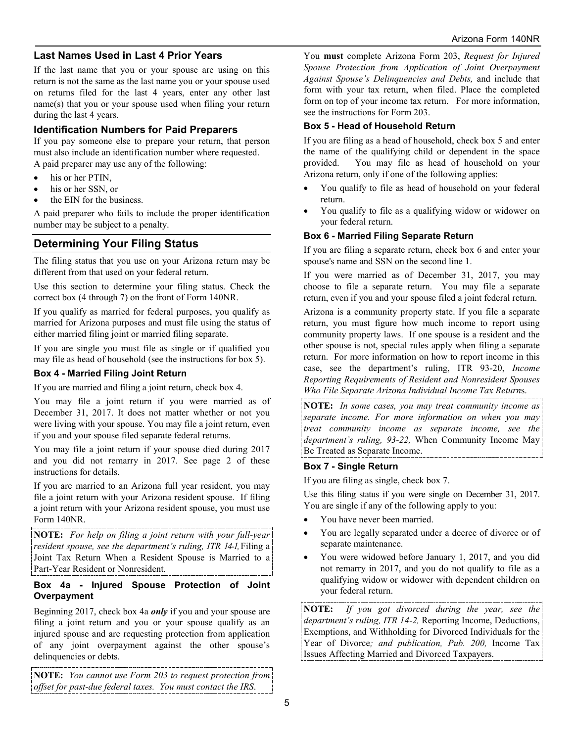### Last Names Used in Last 4 Prior Years

If the last name that you or your spouse are using on this return is not the same as the last name you or your spouse used on returns filed for the last 4 years, enter any other last name(s) that you or your spouse used when filing your return during the last 4 years.

### Identification Numbers for Paid Preparers

If you pay someone else to prepare your return, that person must also include an identification number where requested. A paid preparer may use any of the following:

- his or her PTIN,
- his or her SSN, or
- the EIN for the business.

A paid preparer who fails to include the proper identification number may be subject to a penalty.

## Determining Your Filing Status

The filing status that you use on your Arizona return may be different from that used on your federal return.

Use this section to determine your filing status. Check the correct box (4 through 7) on the front of Form 140NR.

If you qualify as married for federal purposes, you qualify as married for Arizona purposes and must file using the status of either married filing joint or married filing separate.

If you are single you must file as single or if qualified you may file as head of household (see the instructions for box 5).

### Box 4 - Married Filing Joint Return

If you are married and filing a joint return, check box 4.

You may file a joint return if you were married as of December 31, 2017. It does not matter whether or not you were living with your spouse. You may file a joint return, even if you and your spouse filed separate federal returns.

You may file a joint return if your spouse died during 2017 and you did not remarry in 2017. See page 2 of these instructions for details.

If you are married to an Arizona full year resident, you may file a joint return with your Arizona resident spouse. If filing a joint return with your Arizona resident spouse, you must use Form 140NR.

**NOTE:** *For help on filing a joint return with your full-year resident spouse, see the department's ruling, ITR 14-1,* Filing a Joint Tax Return When a Resident Spouse is Married to a Part-Year Resident or Nonresident.

### Box 4a - Injured Spouse Protection of Joint Overpayment

Beginning 2017, check box 4a ***only*** if you and your spouse are filing a joint return and you or your spouse qualify as an injured spouse and are requesting protection from application of any joint overpayment against the other spouse's delinquencies or debts.

**NOTE:** *You cannot use Form 203 to request protection from offset for past-due federal taxes. You must contact the IRS.*

You **must** complete Arizona Form 203, *Request for Injured Spouse Protection from Application of Joint Overpayment Against Spouse's Delinquencies and Debts,* and include that form with your tax return, when filed. Place the completed form on top of your income tax return. For more information, see the instructions for Form 203.

### Box 5 - Head of Household Return

If you are filing as a head of household, check box 5 and enter the name of the qualifying child or dependent in the space provided. You may file as head of household on your Arizona return, only if one of the following applies:

- You qualify to file as head of household on your federal return.
- You qualify to file as a qualifying widow or widower on your federal return.

### Box 6 - Married Filing Separate Return

If you are filing a separate return, check box 6 and enter your spouse's name and SSN on the second line 1.

If you were married as of December 31, 2017, you may choose to file a separate return. You may file a separate return, even if you and your spouse filed a joint federal return.

Arizona is a community property state. If you file a separate return, you must figure how much income to report using community property laws. If one spouse is a resident and the other spouse is not, special rules apply when filing a separate return. For more information on how to report income in this case, see the department's ruling, ITR 93-20, *Income Reporting Requirements of Resident and Nonresident Spouses Who File Separate Arizona Individual Income Tax Return*s.

**NOTE:** *In some cases, you may treat community income as separate income. For more information on when you may treat community income as separate income, see the department's ruling, 93-22,* When Community Income May Be Treated as Separate Income.

### Box 7 - Single Return

If you are filing as single, check box 7.

Use this filing status if you were single on December 31, 2017. You are single if any of the following apply to you:

- You have never been married.
- You are legally separated under a decree of divorce or of separate maintenance.
- You were widowed before January 1, 2017, and you did not remarry in 2017, and you do not qualify to file as a qualifying widow or widower with dependent children on your federal return.

**NOTE:** *If you got divorced during the year, see the department's ruling, ITR 14-2,* Reporting Income, Deductions, Exemptions, and Withholding for Divorced Individuals for the Year of Divorce*; and publication, Pub. 200,* Income Tax Issues Affecting Married and Divorced Taxpayers.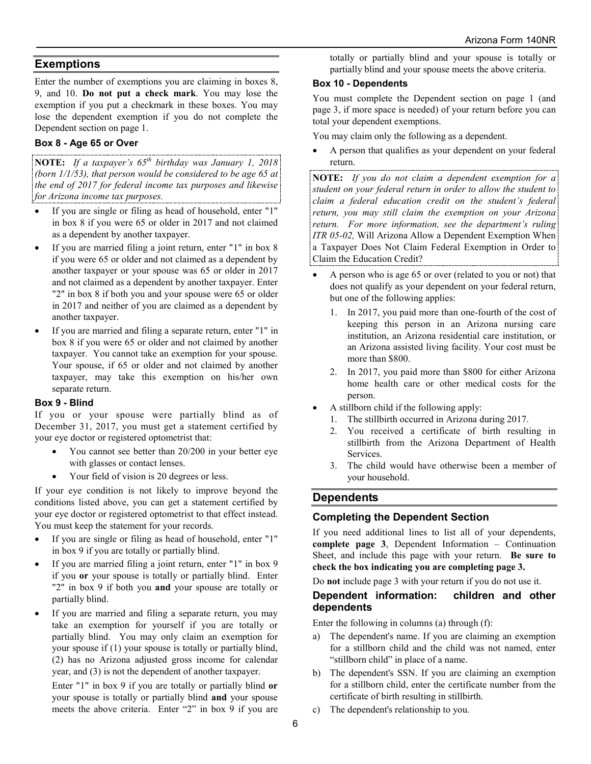## Exemptions

Enter the number of exemptions you are claiming in boxes 8, 9, and 10. **Do not put a check mark**. You may lose the exemption if you put a checkmark in these boxes. You may lose the dependent exemption if you do not complete the Dependent section on page 1.

### Box 8 - Age 65 or Over

**NOTE:** *If a taxpayer's 65th birthday was January 1, 2018 (born 1/1/53), that person would be considered to be age 65 at the end of 2017 for federal income tax purposes and likewise for Arizona income tax purposes.*

- If you are single or filing as head of household, enter "1" in box 8 if you were 65 or older in 2017 and not claimed as a dependent by another taxpayer.
- If you are married filing a joint return, enter "1" in box 8 if you were 65 or older and not claimed as a dependent by another taxpayer or your spouse was 65 or older in 2017 and not claimed as a dependent by another taxpayer. Enter "2" in box 8 if both you and your spouse were 65 or older in 2017 and neither of you are claimed as a dependent by another taxpayer.
- If you are married and filing a separate return, enter "1" in box 8 if you were 65 or older and not claimed by another taxpayer. You cannot take an exemption for your spouse. Your spouse, if 65 or older and not claimed by another taxpayer, may take this exemption on his/her own separate return.

### Box 9 - Blind

If you or your spouse were partially blind as of December 31, 2017, you must get a statement certified by your eye doctor or registered optometrist that:

- You cannot see better than 20/200 in your better eye with glasses or contact lenses.
- Your field of vision is 20 degrees or less.

If your eye condition is not likely to improve beyond the conditions listed above, you can get a statement certified by your eye doctor or registered optometrist to that effect instead. You must keep the statement for your records.

- If you are single or filing as head of household, enter "1" in box 9 if you are totally or partially blind.
- If you are married filing a joint return, enter "1" in box 9 if you **or** your spouse is totally or partially blind. Enter "2" in box 9 if both you **and** your spouse are totally or partially blind.
- If you are married and filing a separate return, you may take an exemption for yourself if you are totally or partially blind. You may only claim an exemption for your spouse if (1) your spouse is totally or partially blind, (2) has no Arizona adjusted gross income for calendar year, and (3) is not the dependent of another taxpayer.

  Enter "1" in box 9 if you are totally or partially blind **or** your spouse is totally or partially blind **and** your spouse meets the above criteria. Enter "2" in box 9 if you are totally or partially blind and your spouse is totally or partially blind and your spouse meets the above criteria.

### Box 10 - Dependents

You must complete the Dependent section on page 1 (and page 3, if more space is needed) of your return before you can total your dependent exemptions.

You may claim only the following as a dependent.

- A person that qualifies as your dependent on your federal return.

**NOTE:** *If you do not claim a dependent exemption for a student on your federal return in order to allow the student to claim a federal education credit on the student's federal return, you may still claim the exemption on your Arizona return. For more information, see the department's ruling ITR 05-02,* Will Arizona Allow a Dependent Exemption When a Taxpayer Does Not Claim Federal Exemption in Order to Claim the Education Credit?

- A person who is age 65 or over (related to you or not) that does not qualify as your dependent on your federal return, but one of the following applies:
  1. In 2017, you paid more than one-fourth of the cost of keeping this person in an Arizona nursing care institution, an Arizona residential care institution, or an Arizona assisted living facility. Your cost must be more than $800.
  2. In 2017, you paid more than $800 for either Arizona home health care or other medical costs for the person.
- A stillborn child if the following apply:
  1. The stillbirth occurred in Arizona during 2017.
  2. You received a certificate of birth resulting in stillbirth from the Arizona Department of Health Services.
  3. The child would have otherwise been a member of your household.

## Dependents

### Completing the Dependent Section

If you need additional lines to list all of your dependents, **complete page 3**, Dependent Information – Continuation Sheet, and include this page with your return. **Be sure to check the box indicating you are completing page 3.**

Do **not** include page 3 with your return if you do not use it.

### Dependent information: children and other dependents

Enter the following in columns (a) through (f):

a) The dependent's name. If you are claiming an exemption for a stillborn child and the child was not named, enter "stillborn child" in place of a name.

b) The dependent's SSN. If you are claiming an exemption for a stillborn child, enter the certificate number from the certificate of birth resulting in stillbirth.

c) The dependent's relationship to you.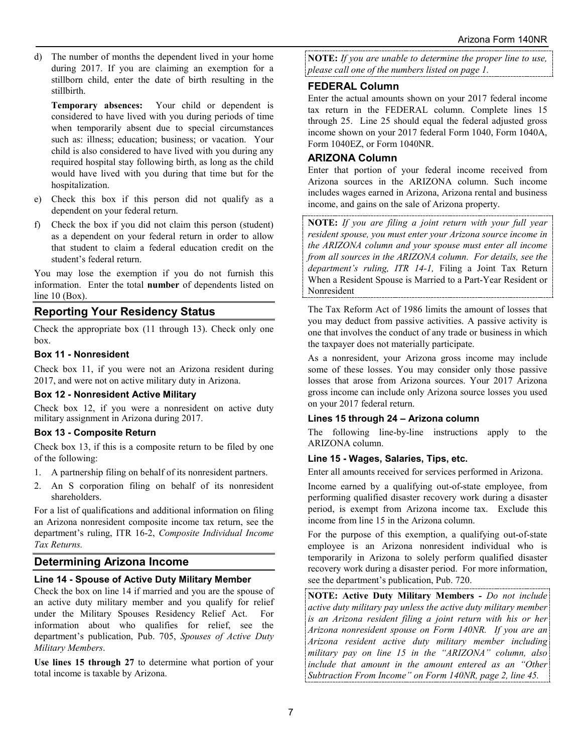d) The number of months the dependent lived in your home during 2017. If you are claiming an exemption for a stillborn child, enter the date of birth resulting in the stillbirth.

   **Temporary absences:** Your child or dependent is considered to have lived with you during periods of time when temporarily absent due to special circumstances such as: illness; education; business; or vacation. Your child is also considered to have lived with you during any required hospital stay following birth, as long as the child would have lived with you during that time but for the hospitalization.

e) Check this box if this person did not qualify as a dependent on your federal return.

f) Check the box if you did not claim this person (student) as a dependent on your federal return in order to allow that student to claim a federal education credit on the student's federal return.

You may lose the exemption if you do not furnish this information. Enter the total **number** of dependents listed on line 10 (Box).

## Reporting Your Residency Status

Check the appropriate box (11 through 13). Check only one box.

### Box 11 - Nonresident

Check box 11, if you were not an Arizona resident during 2017, and were not on active military duty in Arizona.

### Box 12 - Nonresident Active Military

Check box 12, if you were a nonresident on active duty military assignment in Arizona during 2017.

### Box 13 - Composite Return

Check box 13, if this is a composite return to be filed by one of the following:

1. A partnership filing on behalf of its nonresident partners.
2. An S corporation filing on behalf of its nonresident shareholders.

For a list of qualifications and additional information on filing an Arizona nonresident composite income tax return, see the department's ruling, ITR 16-2, *Composite Individual Income Tax Returns.*

## Determining Arizona Income

### Line 14 - Spouse of Active Duty Military Member

Check the box on line 14 if married and you are the spouse of an active duty military member and you qualify for relief under the Military Spouses Residency Relief Act. For information about who qualifies for relief, see the department's publication, Pub. 705, *Spouses of Active Duty Military Members*.

**Use lines 15 through 27** to determine what portion of your total income is taxable by Arizona.

**NOTE:** *If you are unable to determine the proper line to use, please call one of the numbers listed on page 1.*

### FEDERAL Column

Enter the actual amounts shown on your 2017 federal income tax return in the FEDERAL column. Complete lines 15 through 25. Line 25 should equal the federal adjusted gross income shown on your 2017 federal Form 1040, Form 1040A, Form 1040EZ, or Form 1040NR.

### ARIZONA Column

Enter that portion of your federal income received from Arizona sources in the ARIZONA column. Such income includes wages earned in Arizona, Arizona rental and business income, and gains on the sale of Arizona property.

**NOTE:** *If you are filing a joint return with your full year resident spouse, you must enter your Arizona source income in the ARIZONA column and your spouse must enter all income from all sources in the ARIZONA column. For details, see the department's ruling, ITR 14-1,* Filing a Joint Tax Return When a Resident Spouse is Married to a Part-Year Resident or Nonresident

The Tax Reform Act of 1986 limits the amount of losses that you may deduct from passive activities. A passive activity is one that involves the conduct of any trade or business in which the taxpayer does not materially participate.

As a nonresident, your Arizona gross income may include some of these losses. You may consider only those passive losses that arose from Arizona sources. Your 2017 Arizona gross income can include only Arizona source losses you used on your 2017 federal return.

### Lines 15 through 24 – Arizona column

The following line-by-line instructions apply to the ARIZONA column.

### Line 15 - Wages, Salaries, Tips, etc.

Enter all amounts received for services performed in Arizona.

Income earned by a qualifying out-of-state employee, from performing qualified disaster recovery work during a disaster period, is exempt from Arizona income tax. Exclude this income from line 15 in the Arizona column.

For the purpose of this exemption, a qualifying out-of-state employee is an Arizona nonresident individual who is temporarily in Arizona to solely perform qualified disaster recovery work during a disaster period. For more information, see the department's publication, Pub. 720.

**NOTE: Active Duty Military Members -** *Do not include active duty military pay unless the active duty military member is an Arizona resident filing a joint return with his or her Arizona nonresident spouse on Form 140NR. If you are an Arizona resident active duty military member including military pay on line 15 in the "ARIZONA" column, also include that amount in the amount entered as an "Other Subtraction From Income" on Form 140NR, page 2, line 45.*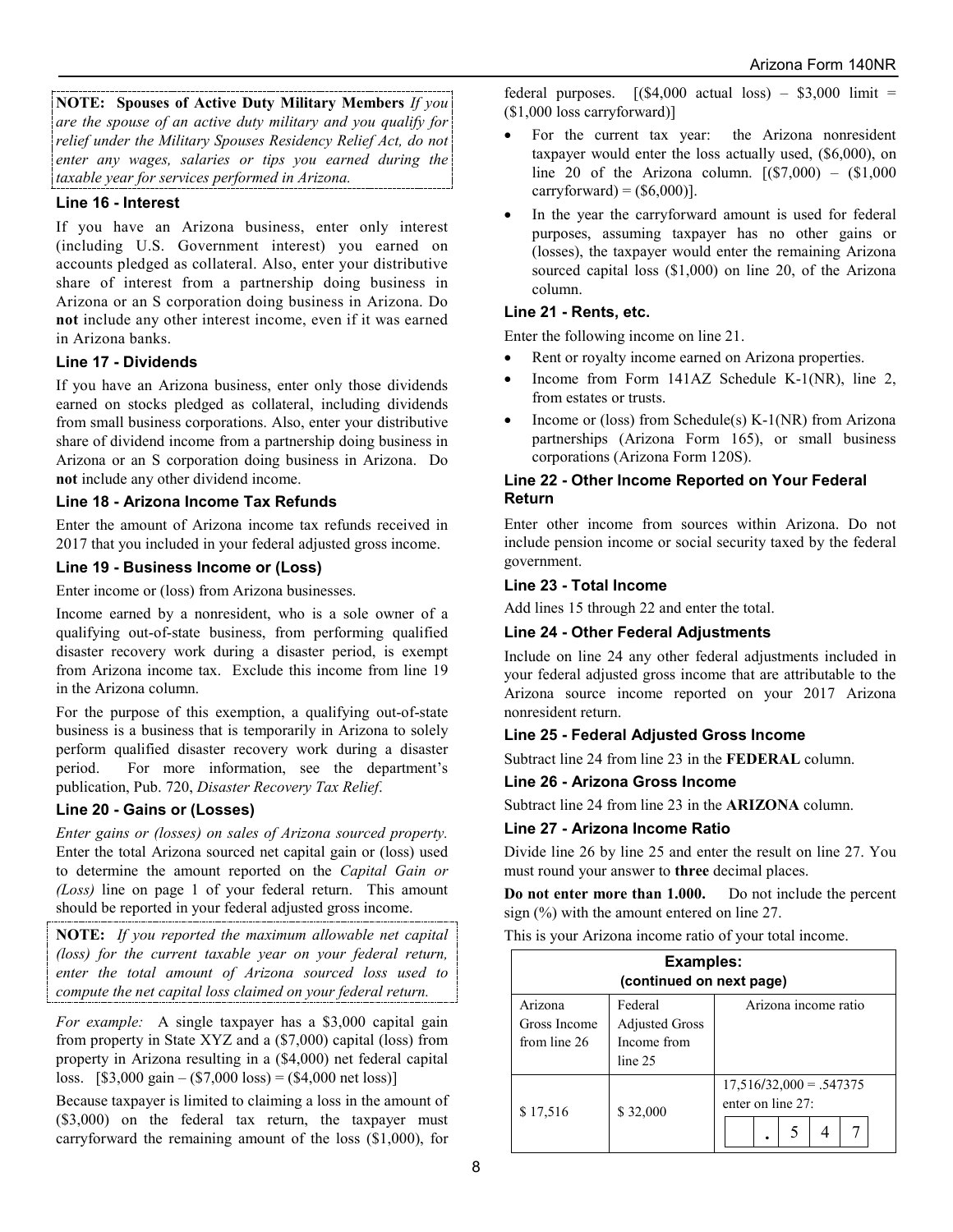**NOTE: Spouses of Active Duty Military Members** *If you are the spouse of an active duty military and you qualify for relief under the Military Spouses Residency Relief Act, do not enter any wages, salaries or tips you earned during the taxable year for services performed in Arizona.*

### Line 16 - Interest

If you have an Arizona business, enter only interest (including U.S. Government interest) you earned on accounts pledged as collateral. Also, enter your distributive share of interest from a partnership doing business in Arizona or an S corporation doing business in Arizona. Do **not** include any other interest income, even if it was earned in Arizona banks.

### Line 17 - Dividends

If you have an Arizona business, enter only those dividends earned on stocks pledged as collateral, including dividends from small business corporations. Also, enter your distributive share of dividend income from a partnership doing business in Arizona or an S corporation doing business in Arizona. Do **not** include any other dividend income.

### Line 18 - Arizona Income Tax Refunds

Enter the amount of Arizona income tax refunds received in 2017 that you included in your federal adjusted gross income.

### Line 19 - Business Income or (Loss)

Enter income or (loss) from Arizona businesses.

Income earned by a nonresident, who is a sole owner of a qualifying out-of-state business, from performing qualified disaster recovery work during a disaster period, is exempt from Arizona income tax. Exclude this income from line 19 in the Arizona column.

For the purpose of this exemption, a qualifying out-of-state business is a business that is temporarily in Arizona to solely perform qualified disaster recovery work during a disaster period. For more information, see the department's publication, Pub. 720, *Disaster Recovery Tax Relief*.

### Line 20 - Gains or (Losses)

*Enter gains or (losses) on sales of Arizona sourced property.* Enter the total Arizona sourced net capital gain or (loss) used to determine the amount reported on the *Capital Gain or (Loss)* line on page 1 of your federal return. This amount should be reported in your federal adjusted gross income.

**NOTE:** *If you reported the maximum allowable net capital (loss) for the current taxable year on your federal return, enter the total amount of Arizona sourced loss used to compute the net capital loss claimed on your federal return.*

*For example:* A single taxpayer has a $3,000 capital gain from property in State XYZ and a ($7,000) capital (loss) from property in Arizona resulting in a ($4,000) net federal capital loss. [$3,000 gain – ($7,000 loss) = ($4,000 net loss)]

Because taxpayer is limited to claiming a loss in the amount of ($3,000) on the federal tax return, the taxpayer must carryforward the remaining amount of the loss ($1,000), for federal purposes. [($4,000 actual loss) – $3,000 limit = ($1,000 loss carryforward)]

- For the current tax year: the Arizona nonresident taxpayer would enter the loss actually used, ($6,000), on line 20 of the Arizona column. [($7,000) – ($1,000 carryforward) = ($6,000)].
- In the year the carryforward amount is used for federal purposes, assuming taxpayer has no other gains or (losses), the taxpayer would enter the remaining Arizona sourced capital loss ($1,000) on line 20, of the Arizona column.

### Line 21 - Rents, etc.

Enter the following income on line 21.

- Rent or royalty income earned on Arizona properties.
- Income from Form 141AZ Schedule K-1(NR), line 2, from estates or trusts.
- Income or (loss) from Schedule(s) K-1(NR) from Arizona partnerships (Arizona Form 165), or small business corporations (Arizona Form 120S).

### Line 22 - Other Income Reported on Your Federal Return

Enter other income from sources within Arizona. Do not include pension income or social security taxed by the federal government.

### Line 23 - Total Income

Add lines 15 through 22 and enter the total.

### Line 24 - Other Federal Adjustments

Include on line 24 any other federal adjustments included in your federal adjusted gross income that are attributable to the Arizona source income reported on your 2017 Arizona nonresident return.

### Line 25 - Federal Adjusted Gross Income

Subtract line 24 from line 23 in the **FEDERAL** column.

### Line 26 - Arizona Gross Income

Subtract line 24 from line 23 in the **ARIZONA** column.

### Line 27 - Arizona Income Ratio

Divide line 26 by line 25 and enter the result on line 27. You must round your answer to **three** decimal places.

**Do not enter more than 1.000.** Do not include the percent sign (%) with the amount entered on line 27.

This is your Arizona income ratio of your total income.

**Examples:**
**(continued on next page)**

| Arizona Gross Income from line 26 | Federal Adjusted Gross Income from line 25 | Arizona income ratio |
|---|---|---|
| $ 17,516 | $ 32,000 | 17,516/32,000 = .547375 enter on line 27: . 5 4 7 |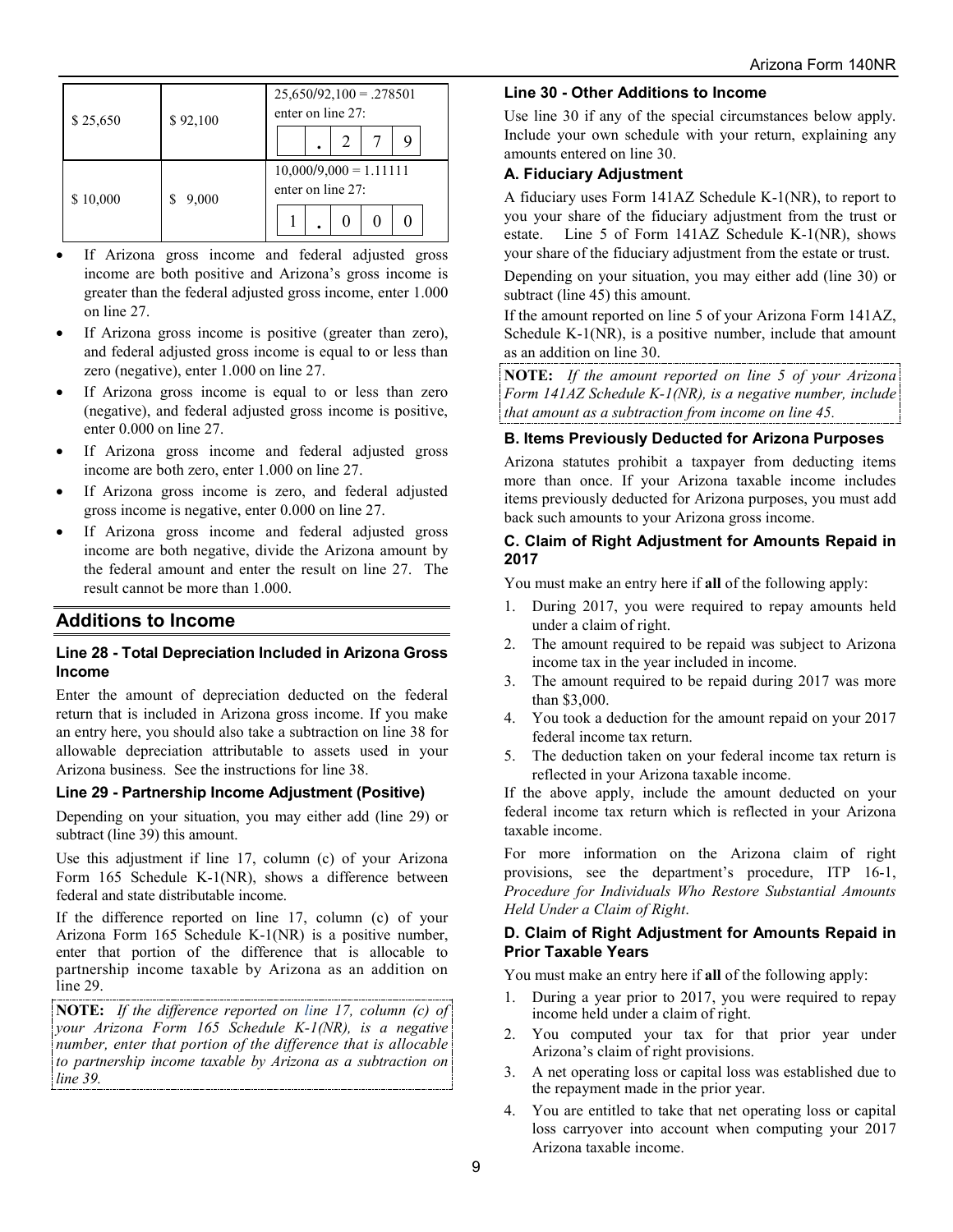| | | |
|---|---|---|
| \$ 25,650 | \$ 92,100 | 25,650/92,100 = .278501 enter on line 27: . 2 7 9 |
| \$ 10,000 | \$ 9,000 | 10,000/9,000 = 1.11111 enter on line 27: 1 . 0 0 0 |

- If Arizona gross income and federal adjusted gross income are both positive and Arizona's gross income is greater than the federal adjusted gross income, enter 1.000 on line 27.
- If Arizona gross income is positive (greater than zero), and federal adjusted gross income is equal to or less than zero (negative), enter 1.000 on line 27.
- If Arizona gross income is equal to or less than zero (negative), and federal adjusted gross income is positive, enter 0.000 on line 27.
- If Arizona gross income and federal adjusted gross income are both zero, enter 1.000 on line 27.
- If Arizona gross income is zero, and federal adjusted gross income is negative, enter 0.000 on line 27.
- If Arizona gross income and federal adjusted gross income are both negative, divide the Arizona amount by the federal amount and enter the result on line 27. The result cannot be more than 1.000.

## Additions to Income

### Line 28 - Total Depreciation Included in Arizona Gross Income

Enter the amount of depreciation deducted on the federal return that is included in Arizona gross income. If you make an entry here, you should also take a subtraction on line 38 for allowable depreciation attributable to assets used in your Arizona business. See the instructions for line 38.

### Line 29 - Partnership Income Adjustment (Positive)

Depending on your situation, you may either add (line 29) or subtract (line 39) this amount.

Use this adjustment if line 17, column (c) of your Arizona Form 165 Schedule K-1(NR), shows a difference between federal and state distributable income.

If the difference reported on line 17, column (c) of your Arizona Form 165 Schedule K-1(NR) is a positive number, enter that portion of the difference that is allocable to partnership income taxable by Arizona as an addition on line 29.

**NOTE:** *If the difference reported on line 17, column (c) of your Arizona Form 165 Schedule K-1(NR), is a negative number, enter that portion of the difference that is allocable to partnership income taxable by Arizona as a subtraction on line 39.*

### Line 30 - Other Additions to Income

Use line 30 if any of the special circumstances below apply. Include your own schedule with your return, explaining any amounts entered on line 30.

#### A. Fiduciary Adjustment

A fiduciary uses Form 141AZ Schedule K-1(NR), to report to you your share of the fiduciary adjustment from the trust or estate. Line 5 of Form 141AZ Schedule K-1(NR), shows your share of the fiduciary adjustment from the estate or trust.

Depending on your situation, you may either add (line 30) or subtract (line 45) this amount.

If the amount reported on line 5 of your Arizona Form 141AZ, Schedule K-1(NR), is a positive number, include that amount as an addition on line 30.

**NOTE:** *If the amount reported on line 5 of your Arizona Form 141AZ Schedule K-1(NR), is a negative number, include that amount as a subtraction from income on line 45.*

#### B. Items Previously Deducted for Arizona Purposes

Arizona statutes prohibit a taxpayer from deducting items more than once. If your Arizona taxable income includes items previously deducted for Arizona purposes, you must add back such amounts to your Arizona gross income.

#### C. Claim of Right Adjustment for Amounts Repaid in 2017

You must make an entry here if **all** of the following apply:

1. During 2017, you were required to repay amounts held under a claim of right.
2. The amount required to be repaid was subject to Arizona income tax in the year included in income.
3. The amount required to be repaid during 2017 was more than \$3,000.
4. You took a deduction for the amount repaid on your 2017 federal income tax return.
5. The deduction taken on your federal income tax return is reflected in your Arizona taxable income.

If the above apply, include the amount deducted on your federal income tax return which is reflected in your Arizona taxable income.

For more information on the Arizona claim of right provisions, see the department's procedure, ITP 16-1, *Procedure for Individuals Who Restore Substantial Amounts Held Under a Claim of Right*.

#### D. Claim of Right Adjustment for Amounts Repaid in Prior Taxable Years

You must make an entry here if **all** of the following apply:

1. During a year prior to 2017, you were required to repay income held under a claim of right.
2. You computed your tax for that prior year under Arizona's claim of right provisions.
3. A net operating loss or capital loss was established due to the repayment made in the prior year.
4. You are entitled to take that net operating loss or capital loss carryover into account when computing your 2017 Arizona taxable income.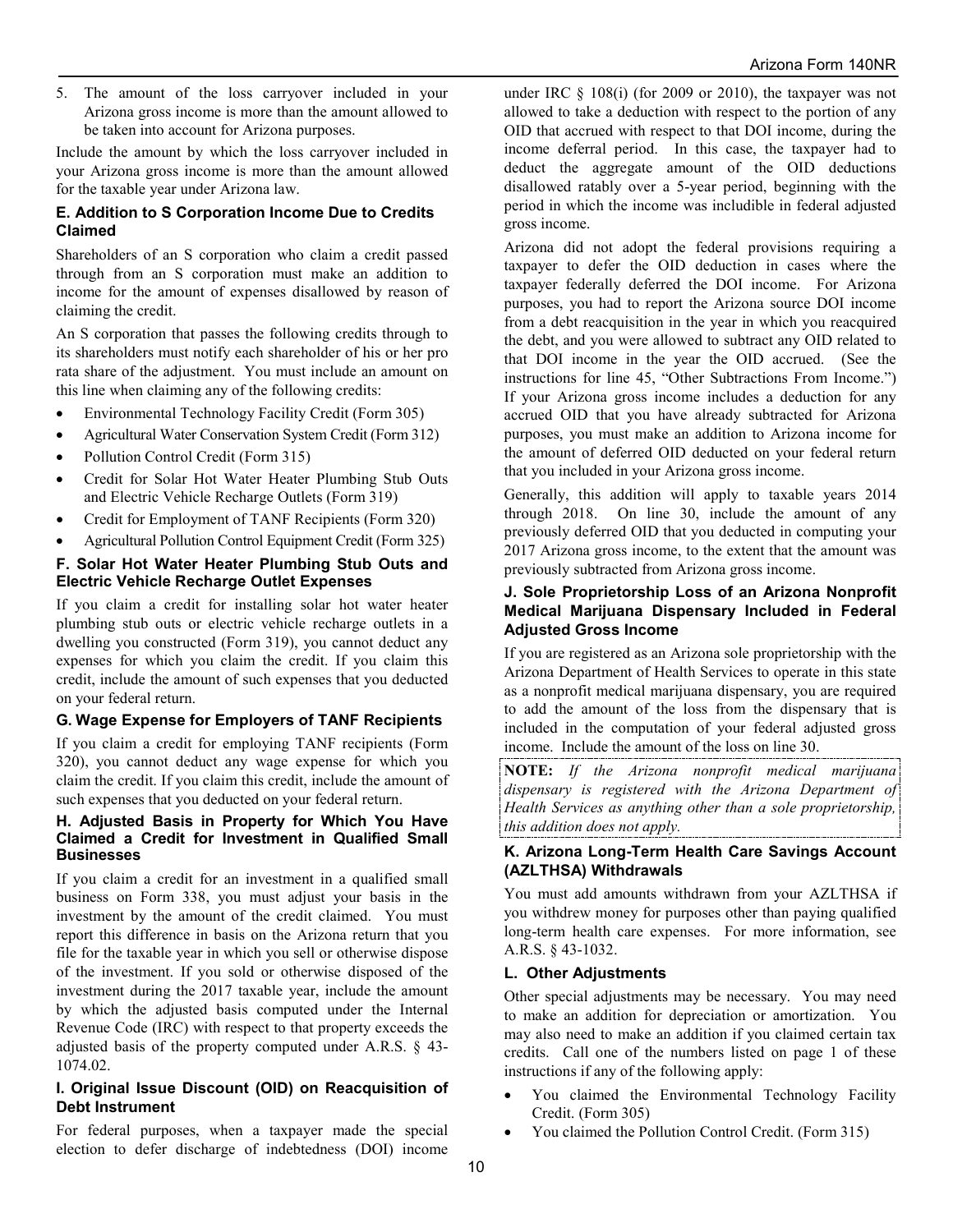5. The amount of the loss carryover included in your Arizona gross income is more than the amount allowed to be taken into account for Arizona purposes.

Include the amount by which the loss carryover included in your Arizona gross income is more than the amount allowed for the taxable year under Arizona law.

### E. Addition to S Corporation Income Due to Credits Claimed

Shareholders of an S corporation who claim a credit passed through from an S corporation must make an addition to income for the amount of expenses disallowed by reason of claiming the credit.

An S corporation that passes the following credits through to its shareholders must notify each shareholder of his or her pro rata share of the adjustment. You must include an amount on this line when claiming any of the following credits:

- Environmental Technology Facility Credit (Form 305)
- Agricultural Water Conservation System Credit (Form 312)
- Pollution Control Credit (Form 315)
- Credit for Solar Hot Water Heater Plumbing Stub Outs and Electric Vehicle Recharge Outlets (Form 319)
- Credit for Employment of TANF Recipients (Form 320)
- Agricultural Pollution Control Equipment Credit (Form 325)

### F. Solar Hot Water Heater Plumbing Stub Outs and Electric Vehicle Recharge Outlet Expenses

If you claim a credit for installing solar hot water heater plumbing stub outs or electric vehicle recharge outlets in a dwelling you constructed (Form 319), you cannot deduct any expenses for which you claim the credit. If you claim this credit, include the amount of such expenses that you deducted on your federal return.

### G. Wage Expense for Employers of TANF Recipients

If you claim a credit for employing TANF recipients (Form 320), you cannot deduct any wage expense for which you claim the credit. If you claim this credit, include the amount of such expenses that you deducted on your federal return.

### H. Adjusted Basis in Property for Which You Have Claimed a Credit for Investment in Qualified Small Businesses

If you claim a credit for an investment in a qualified small business on Form 338, you must adjust your basis in the investment by the amount of the credit claimed. You must report this difference in basis on the Arizona return that you file for the taxable year in which you sell or otherwise dispose of the investment. If you sold or otherwise disposed of the investment during the 2017 taxable year, include the amount by which the adjusted basis computed under the Internal Revenue Code (IRC) with respect to that property exceeds the adjusted basis of the property computed under A.R.S. § 43-1074.02.

### I. Original Issue Discount (OID) on Reacquisition of Debt Instrument

For federal purposes, when a taxpayer made the special election to defer discharge of indebtedness (DOI) income under IRC § 108(i) (for 2009 or 2010), the taxpayer was not allowed to take a deduction with respect to the portion of any OID that accrued with respect to that DOI income, during the income deferral period. In this case, the taxpayer had to deduct the aggregate amount of the OID deductions disallowed ratably over a 5-year period, beginning with the period in which the income was includible in federal adjusted gross income.

Arizona did not adopt the federal provisions requiring a taxpayer to defer the OID deduction in cases where the taxpayer federally deferred the DOI income. For Arizona purposes, you had to report the Arizona source DOI income from a debt reacquisition in the year in which you reacquired the debt, and you were allowed to subtract any OID related to that DOI income in the year the OID accrued. (See the instructions for line 45, "Other Subtractions From Income.") If your Arizona gross income includes a deduction for any accrued OID that you have already subtracted for Arizona purposes, you must make an addition to Arizona income for the amount of deferred OID deducted on your federal return that you included in your Arizona gross income.

Generally, this addition will apply to taxable years 2014 through 2018. On line 30, include the amount of any previously deferred OID that you deducted in computing your 2017 Arizona gross income, to the extent that the amount was previously subtracted from Arizona gross income.

### J. Sole Proprietorship Loss of an Arizona Nonprofit Medical Marijuana Dispensary Included in Federal Adjusted Gross Income

If you are registered as an Arizona sole proprietorship with the Arizona Department of Health Services to operate in this state as a nonprofit medical marijuana dispensary, you are required to add the amount of the loss from the dispensary that is included in the computation of your federal adjusted gross income. Include the amount of the loss on line 30.

**NOTE:** *If the Arizona nonprofit medical marijuana dispensary is registered with the Arizona Department of Health Services as anything other than a sole proprietorship, this addition does not apply.*

### K. Arizona Long-Term Health Care Savings Account (AZLTHSA) Withdrawals

You must add amounts withdrawn from your AZLTHSA if you withdrew money for purposes other than paying qualified long-term health care expenses. For more information, see A.R.S. § 43-1032.

### L. Other Adjustments

Other special adjustments may be necessary. You may need to make an addition for depreciation or amortization. You may also need to make an addition if you claimed certain tax credits. Call one of the numbers listed on page 1 of these instructions if any of the following apply:

- You claimed the Environmental Technology Facility Credit. (Form 305)
- You claimed the Pollution Control Credit. (Form 315)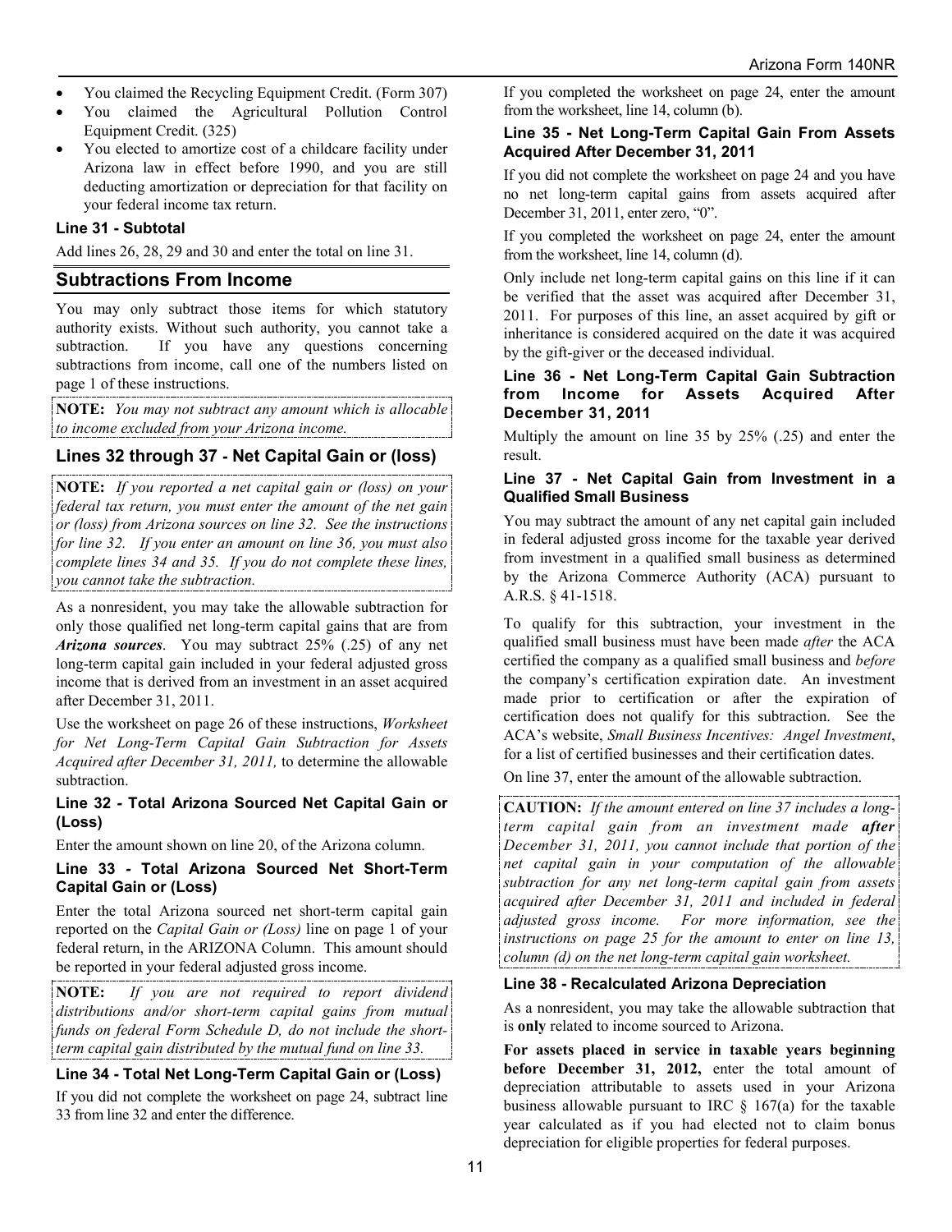- You claimed the Recycling Equipment Credit. (Form 307)
- You claimed the Agricultural Pollution Control Equipment Credit. (325)
- You elected to amortize cost of a childcare facility under Arizona law in effect before 1990, and you are still deducting amortization or depreciation for that facility on your federal income tax return.

### Line 31 - Subtotal

Add lines 26, 28, 29 and 30 and enter the total on line 31.

## Subtractions From Income

You may only subtract those items for which statutory authority exists. Without such authority, you cannot take a subtraction. If you have any questions concerning subtractions from income, call one of the numbers listed on page 1 of these instructions.

**NOTE:** *You may not subtract any amount which is allocable to income excluded from your Arizona income.*

### Lines 32 through 37 - Net Capital Gain or (loss)

**NOTE:** *If you reported a net capital gain or (loss) on your federal tax return, you must enter the amount of the net gain or (loss) from Arizona sources on line 32. See the instructions for line 32. If you enter an amount on line 36, you must also complete lines 34 and 35. If you do not complete these lines, you cannot take the subtraction.*

As a nonresident, you may take the allowable subtraction for only those qualified net long-term capital gains that are from ***Arizona sources***. You may subtract 25% (.25) of any net long-term capital gain included in your federal adjusted gross income that is derived from an investment in an asset acquired after December 31, 2011.

Use the worksheet on page 26 of these instructions, *Worksheet for Net Long-Term Capital Gain Subtraction for Assets Acquired after December 31, 2011,* to determine the allowable subtraction.

### Line 32 - Total Arizona Sourced Net Capital Gain or (Loss)

Enter the amount shown on line 20, of the Arizona column.

### Line 33 - Total Arizona Sourced Net Short-Term Capital Gain or (Loss)

Enter the total Arizona sourced net short-term capital gain reported on the *Capital Gain or (Loss)* line on page 1 of your federal return, in the ARIZONA Column. This amount should be reported in your federal adjusted gross income.

**NOTE:** *If you are not required to report dividend distributions and/or short-term capital gains from mutual funds on federal Form Schedule D, do not include the short-term capital gain distributed by the mutual fund on line 33.*

### Line 34 - Total Net Long-Term Capital Gain or (Loss)

If you did not complete the worksheet on page 24, subtract line 33 from line 32 and enter the difference.

If you completed the worksheet on page 24, enter the amount from the worksheet, line 14, column (b).

### Line 35 - Net Long-Term Capital Gain From Assets Acquired After December 31, 2011

If you did not complete the worksheet on page 24 and you have no net long-term capital gains from assets acquired after December 31, 2011, enter zero, "0".

If you completed the worksheet on page 24, enter the amount from the worksheet, line 14, column (d).

Only include net long-term capital gains on this line if it can be verified that the asset was acquired after December 31, 2011. For purposes of this line, an asset acquired by gift or inheritance is considered acquired on the date it was acquired by the gift-giver or the deceased individual.

### Line 36 - Net Long-Term Capital Gain Subtraction from Income for Assets Acquired After December 31, 2011

Multiply the amount on line 35 by 25% (.25) and enter the result.

### Line 37 - Net Capital Gain from Investment in a Qualified Small Business

You may subtract the amount of any net capital gain included in federal adjusted gross income for the taxable year derived from investment in a qualified small business as determined by the Arizona Commerce Authority (ACA) pursuant to A.R.S. § 41-1518.

To qualify for this subtraction, your investment in the qualified small business must have been made *after* the ACA certified the company as a qualified small business and *before* the company's certification expiration date. An investment made prior to certification or after the expiration of certification does not qualify for this subtraction. See the ACA's website, *Small Business Incentives: Angel Investment*, for a list of certified businesses and their certification dates.

On line 37, enter the amount of the allowable subtraction.

**CAUTION:** *If the amount entered on line 37 includes a long-term capital gain from an investment made* ***after*** *December 31, 2011, you cannot include that portion of the net capital gain in your computation of the allowable subtraction for any net long-term capital gain from assets acquired after December 31, 2011 and included in federal adjusted gross income. For more information, see the instructions on page 25 for the amount to enter on line 13, column (d) on the net long-term capital gain worksheet.*

### Line 38 - Recalculated Arizona Depreciation

As a nonresident, you may take the allowable subtraction that is **only** related to income sourced to Arizona.

**For assets placed in service in taxable years beginning before December 31, 2012,** enter the total amount of depreciation attributable to assets used in your Arizona business allowable pursuant to IRC § 167(a) for the taxable year calculated as if you had elected not to claim bonus depreciation for eligible properties for federal purposes.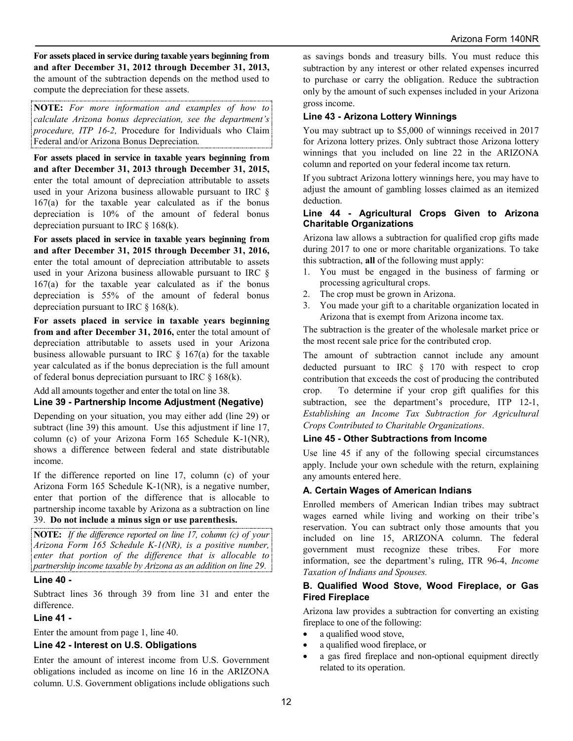**For assets placed in service during taxable years beginning from and after December 31, 2012 through December 31, 2013,** the amount of the subtraction depends on the method used to compute the depreciation for these assets.

**NOTE:** *For more information and examples of how to calculate Arizona bonus depreciation, see the department's procedure, ITP 16-2,* Procedure for Individuals who Claim Federal and/or Arizona Bonus Depreciation*.*

**For assets placed in service in taxable years beginning from and after December 31, 2013 through December 31, 2015,** enter the total amount of depreciation attributable to assets used in your Arizona business allowable pursuant to IRC § 167(a) for the taxable year calculated as if the bonus depreciation is 10% of the amount of federal bonus depreciation pursuant to IRC § 168(k).

**For assets placed in service in taxable years beginning from and after December 31, 2015 through December 31, 2016,** enter the total amount of depreciation attributable to assets used in your Arizona business allowable pursuant to IRC § 167(a) for the taxable year calculated as if the bonus depreciation is 55% of the amount of federal bonus depreciation pursuant to IRC § 168(k).

**For assets placed in service in taxable years beginning from and after December 31, 2016,** enter the total amount of depreciation attributable to assets used in your Arizona business allowable pursuant to IRC § 167(a) for the taxable year calculated as if the bonus depreciation is the full amount of federal bonus depreciation pursuant to IRC § 168(k).

Add all amounts together and enter the total on line 38.

### Line 39 - Partnership Income Adjustment (Negative)

Depending on your situation, you may either add (line 29) or subtract (line 39) this amount. Use this adjustment if line 17, column (c) of your Arizona Form 165 Schedule K-1(NR), shows a difference between federal and state distributable income.

If the difference reported on line 17, column (c) of your Arizona Form 165 Schedule K-1(NR), is a negative number, enter that portion of the difference that is allocable to partnership income taxable by Arizona as a subtraction on line 39. **Do not include a minus sign or use parenthesis.**

**NOTE:** *If the difference reported on line 17, column (c) of your Arizona Form 165 Schedule K-1(NR), is a positive number, enter that portion of the difference that is allocable to partnership income taxable by Arizona as an addition on line 29.*

### Line 40 -

Subtract lines 36 through 39 from line 31 and enter the difference.

### Line 41 -

Enter the amount from page 1, line 40.

### Line 42 - Interest on U.S. Obligations

Enter the amount of interest income from U.S. Government obligations included as income on line 16 in the ARIZONA column. U.S. Government obligations include obligations such as savings bonds and treasury bills. You must reduce this subtraction by any interest or other related expenses incurred to purchase or carry the obligation. Reduce the subtraction only by the amount of such expenses included in your Arizona gross income.

### Line 43 - Arizona Lottery Winnings

You may subtract up to $5,000 of winnings received in 2017 for Arizona lottery prizes. Only subtract those Arizona lottery winnings that you included on line 22 in the ARIZONA column and reported on your federal income tax return.

If you subtract Arizona lottery winnings here, you may have to adjust the amount of gambling losses claimed as an itemized deduction.

### Line 44 - Agricultural Crops Given to Arizona Charitable Organizations

Arizona law allows a subtraction for qualified crop gifts made during 2017 to one or more charitable organizations. To take this subtraction, **all** of the following must apply:

1. You must be engaged in the business of farming or processing agricultural crops.
2. The crop must be grown in Arizona.
3. You made your gift to a charitable organization located in Arizona that is exempt from Arizona income tax.

The subtraction is the greater of the wholesale market price or the most recent sale price for the contributed crop.

The amount of subtraction cannot include any amount deducted pursuant to IRC § 170 with respect to crop contribution that exceeds the cost of producing the contributed crop. To determine if your crop gift qualifies for this subtraction, see the department's procedure, ITP 12-1, *Establishing an Income Tax Subtraction for Agricultural Crops Contributed to Charitable Organizations*.

### Line 45 - Other Subtractions from Income

Use line 45 if any of the following special circumstances apply. Include your own schedule with the return, explaining any amounts entered here.

#### A. Certain Wages of American Indians

Enrolled members of American Indian tribes may subtract wages earned while living and working on their tribe's reservation. You can subtract only those amounts that you included on line 15, ARIZONA column. The federal government must recognize these tribes. For more information, see the department's ruling, ITR 96-4, *Income Taxation of Indians and Spouses.*

#### B. Qualified Wood Stove, Wood Fireplace, or Gas Fired Fireplace

Arizona law provides a subtraction for converting an existing fireplace to one of the following:

- a qualified wood stove,
- a qualified wood fireplace, or
- a gas fired fireplace and non-optional equipment directly related to its operation.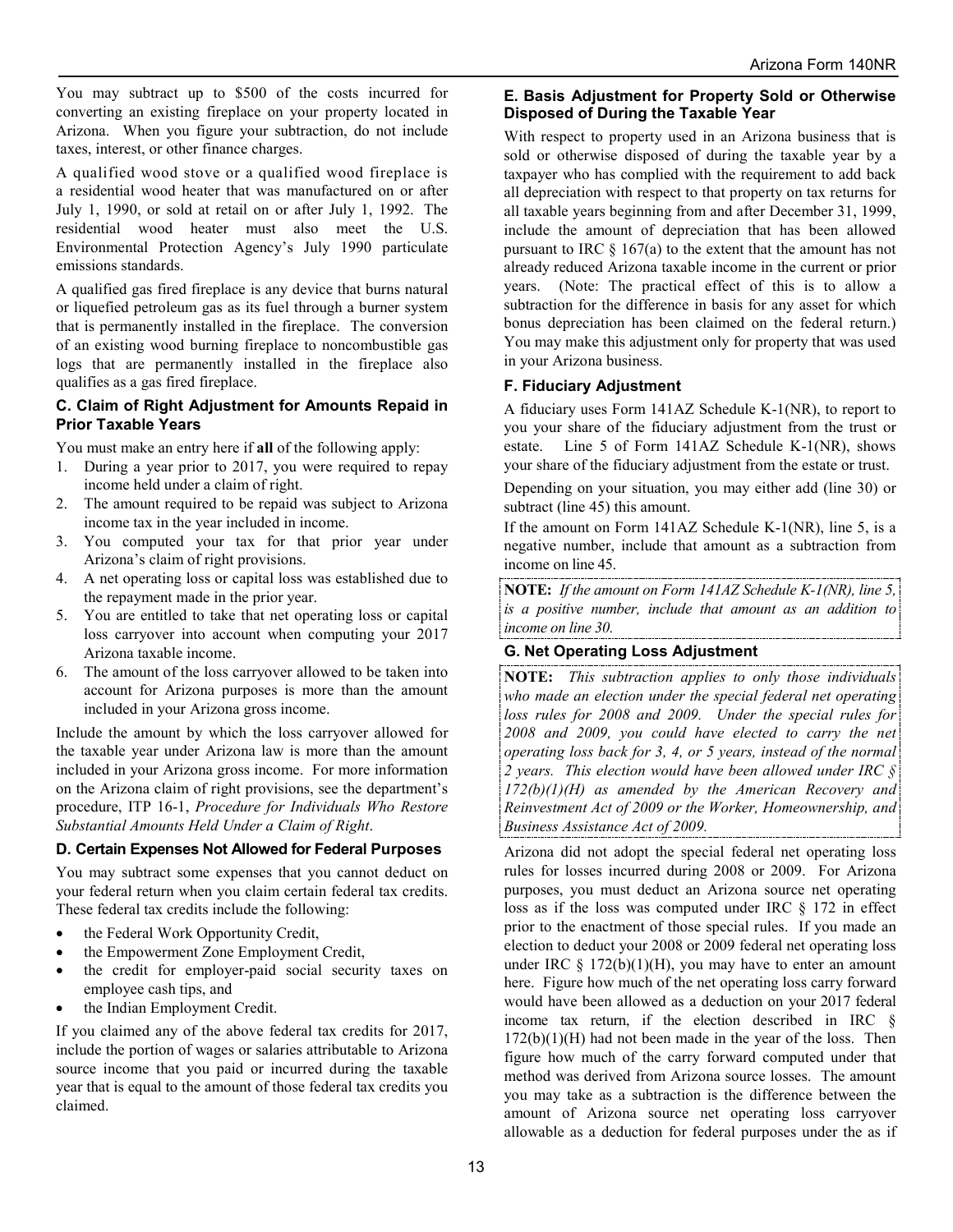You may subtract up to $500 of the costs incurred for converting an existing fireplace on your property located in Arizona. When you figure your subtraction, do not include taxes, interest, or other finance charges.

A qualified wood stove or a qualified wood fireplace is a residential wood heater that was manufactured on or after July 1, 1990, or sold at retail on or after July 1, 1992. The residential wood heater must also meet the U.S. Environmental Protection Agency's July 1990 particulate emissions standards.

A qualified gas fired fireplace is any device that burns natural or liquefied petroleum gas as its fuel through a burner system that is permanently installed in the fireplace. The conversion of an existing wood burning fireplace to noncombustible gas logs that are permanently installed in the fireplace also qualifies as a gas fired fireplace.

### C. Claim of Right Adjustment for Amounts Repaid in Prior Taxable Years

You must make an entry here if **all** of the following apply:

1. During a year prior to 2017, you were required to repay income held under a claim of right.
2. The amount required to be repaid was subject to Arizona income tax in the year included in income.
3. You computed your tax for that prior year under Arizona's claim of right provisions.
4. A net operating loss or capital loss was established due to the repayment made in the prior year.
5. You are entitled to take that net operating loss or capital loss carryover into account when computing your 2017 Arizona taxable income.
6. The amount of the loss carryover allowed to be taken into account for Arizona purposes is more than the amount included in your Arizona gross income.

Include the amount by which the loss carryover allowed for the taxable year under Arizona law is more than the amount included in your Arizona gross income. For more information on the Arizona claim of right provisions, see the department's procedure, ITP 16-1, *Procedure for Individuals Who Restore Substantial Amounts Held Under a Claim of Right*.

### D. Certain Expenses Not Allowed for Federal Purposes

You may subtract some expenses that you cannot deduct on your federal return when you claim certain federal tax credits. These federal tax credits include the following:

- the Federal Work Opportunity Credit,
- the Empowerment Zone Employment Credit,
- the credit for employer-paid social security taxes on employee cash tips, and
- the Indian Employment Credit.

If you claimed any of the above federal tax credits for 2017, include the portion of wages or salaries attributable to Arizona source income that you paid or incurred during the taxable year that is equal to the amount of those federal tax credits you claimed.

### E. Basis Adjustment for Property Sold or Otherwise Disposed of During the Taxable Year

With respect to property used in an Arizona business that is sold or otherwise disposed of during the taxable year by a taxpayer who has complied with the requirement to add back all depreciation with respect to that property on tax returns for all taxable years beginning from and after December 31, 1999, include the amount of depreciation that has been allowed pursuant to IRC § 167(a) to the extent that the amount has not already reduced Arizona taxable income in the current or prior years. (Note: The practical effect of this is to allow a subtraction for the difference in basis for any asset for which bonus depreciation has been claimed on the federal return.) You may make this adjustment only for property that was used in your Arizona business.

### F. Fiduciary Adjustment

A fiduciary uses Form 141AZ Schedule K-1(NR), to report to you your share of the fiduciary adjustment from the trust or estate. Line 5 of Form 141AZ Schedule K-1(NR), shows your share of the fiduciary adjustment from the estate or trust.

Depending on your situation, you may either add (line 30) or subtract (line 45) this amount.

If the amount on Form 141AZ Schedule K-1(NR), line 5, is a negative number, include that amount as a subtraction from income on line 45.

**NOTE:** *If the amount on Form 141AZ Schedule K-1(NR), line 5, is a positive number, include that amount as an addition to income on line 30.*

### G. Net Operating Loss Adjustment

**NOTE:** *This subtraction applies to only those individuals who made an election under the special federal net operating loss rules for 2008 and 2009. Under the special rules for 2008 and 2009, you could have elected to carry the net operating loss back for 3, 4, or 5 years, instead of the normal 2 years. This election would have been allowed under IRC § 172(b)(1)(H) as amended by the American Recovery and Reinvestment Act of 2009 or the Worker, Homeownership, and Business Assistance Act of 2009.*

Arizona did not adopt the special federal net operating loss rules for losses incurred during 2008 or 2009. For Arizona purposes, you must deduct an Arizona source net operating loss as if the loss was computed under IRC § 172 in effect prior to the enactment of those special rules. If you made an election to deduct your 2008 or 2009 federal net operating loss under IRC § 172(b)(1)(H), you may have to enter an amount here. Figure how much of the net operating loss carry forward would have been allowed as a deduction on your 2017 federal income tax return, if the election described in IRC § 172(b)(1)(H) had not been made in the year of the loss. Then figure how much of the carry forward computed under that method was derived from Arizona source losses. The amount you may take as a subtraction is the difference between the amount of Arizona source net operating loss carryover allowable as a deduction for federal purposes under the as if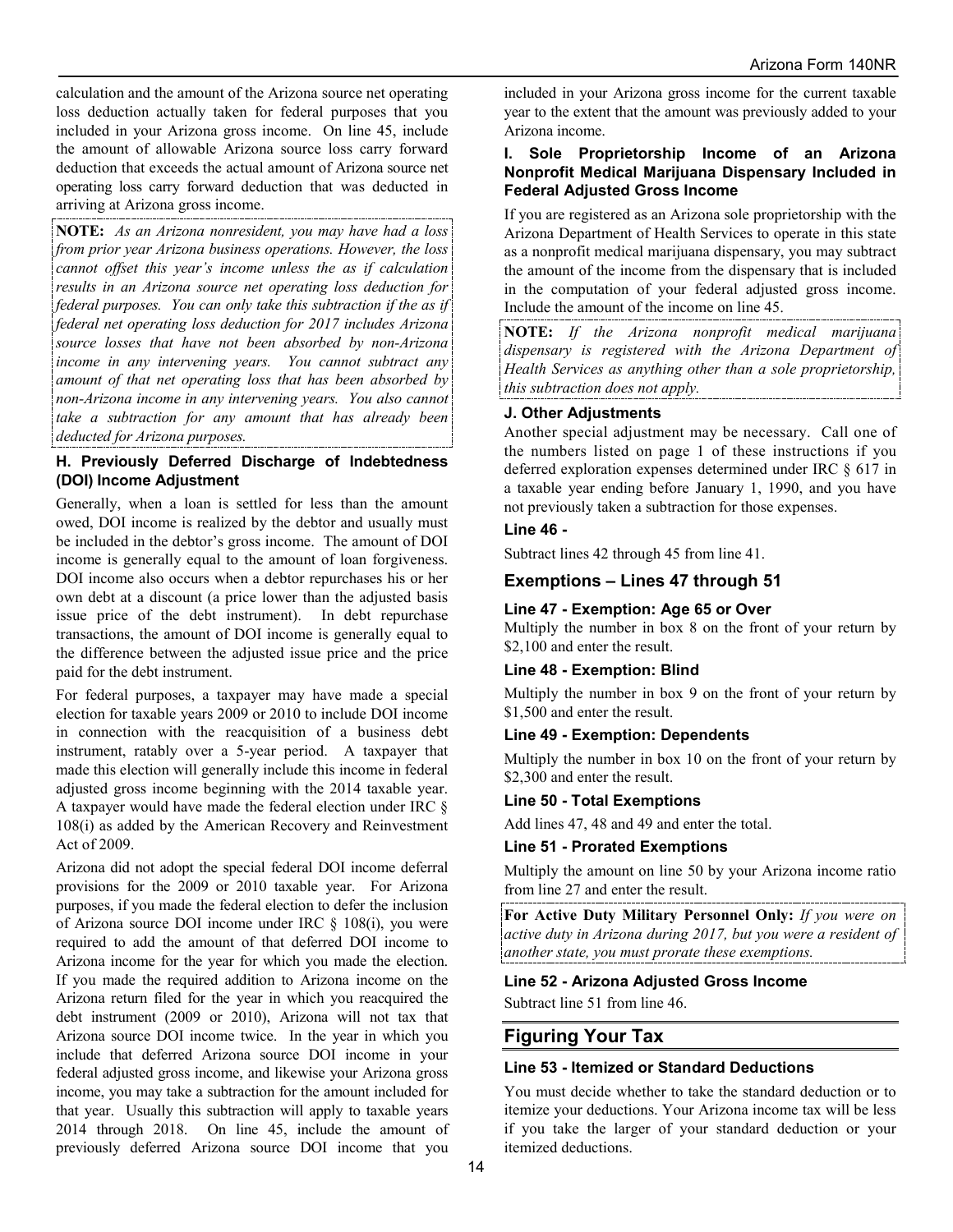calculation and the amount of the Arizona source net operating loss deduction actually taken for federal purposes that you included in your Arizona gross income. On line 45, include the amount of allowable Arizona source loss carry forward deduction that exceeds the actual amount of Arizona source net operating loss carry forward deduction that was deducted in arriving at Arizona gross income.

**NOTE:** *As an Arizona nonresident, you may have had a loss from prior year Arizona business operations. However, the loss cannot offset this year's income unless the as if calculation results in an Arizona source net operating loss deduction for federal purposes. You can only take this subtraction if the as if federal net operating loss deduction for 2017 includes Arizona source losses that have not been absorbed by non-Arizona income in any intervening years. You cannot subtract any amount of that net operating loss that has been absorbed by non-Arizona income in any intervening years. You also cannot take a subtraction for any amount that has already been deducted for Arizona purposes.*

#### H. Previously Deferred Discharge of Indebtedness (DOI) Income Adjustment

Generally, when a loan is settled for less than the amount owed, DOI income is realized by the debtor and usually must be included in the debtor's gross income. The amount of DOI income is generally equal to the amount of loan forgiveness. DOI income also occurs when a debtor repurchases his or her own debt at a discount (a price lower than the adjusted basis issue price of the debt instrument). In debt repurchase transactions, the amount of DOI income is generally equal to the difference between the adjusted issue price and the price paid for the debt instrument.

For federal purposes, a taxpayer may have made a special election for taxable years 2009 or 2010 to include DOI income in connection with the reacquisition of a business debt instrument, ratably over a 5-year period. A taxpayer that made this election will generally include this income in federal adjusted gross income beginning with the 2014 taxable year. A taxpayer would have made the federal election under IRC § 108(i) as added by the American Recovery and Reinvestment Act of 2009.

Arizona did not adopt the special federal DOI income deferral provisions for the 2009 or 2010 taxable year. For Arizona purposes, if you made the federal election to defer the inclusion of Arizona source DOI income under IRC § 108(i), you were required to add the amount of that deferred DOI income to Arizona income for the year for which you made the election. If you made the required addition to Arizona income on the Arizona return filed for the year in which you reacquired the debt instrument (2009 or 2010), Arizona will not tax that Arizona source DOI income twice. In the year in which you include that deferred Arizona source DOI income in your federal adjusted gross income, and likewise your Arizona gross income, you may take a subtraction for the amount included for that year. Usually this subtraction will apply to taxable years 2014 through 2018. On line 45, include the amount of previously deferred Arizona source DOI income that you included in your Arizona gross income for the current taxable year to the extent that the amount was previously added to your Arizona income.

#### I. Sole Proprietorship Income of an Arizona Nonprofit Medical Marijuana Dispensary Included in Federal Adjusted Gross Income

If you are registered as an Arizona sole proprietorship with the Arizona Department of Health Services to operate in this state as a nonprofit medical marijuana dispensary, you may subtract the amount of the income from the dispensary that is included in the computation of your federal adjusted gross income. Include the amount of the income on line 45.

**NOTE:** *If the Arizona nonprofit medical marijuana dispensary is registered with the Arizona Department of Health Services as anything other than a sole proprietorship, this subtraction does not apply.*

#### J. Other Adjustments

Another special adjustment may be necessary. Call one of the numbers listed on page 1 of these instructions if you deferred exploration expenses determined under IRC § 617 in a taxable year ending before January 1, 1990, and you have not previously taken a subtraction for those expenses.

#### Line 46 -

Subtract lines 42 through 45 from line 41.

### Exemptions – Lines 47 through 51

#### Line 47 - Exemption: Age 65 or Over

Multiply the number in box 8 on the front of your return by $2,100 and enter the result.

#### Line 48 - Exemption: Blind

Multiply the number in box 9 on the front of your return by $1,500 and enter the result.

#### Line 49 - Exemption: Dependents

Multiply the number in box 10 on the front of your return by $2,300 and enter the result.

#### Line 50 - Total Exemptions

Add lines 47, 48 and 49 and enter the total.

#### Line 51 - Prorated Exemptions

Multiply the amount on line 50 by your Arizona income ratio from line 27 and enter the result.

**For Active Duty Military Personnel Only:** *If you were on active duty in Arizona during 2017, but you were a resident of another state, you must prorate these exemptions.*

#### Line 52 - Arizona Adjusted Gross Income

Subtract line 51 from line 46.

## Figuring Your Tax

#### Line 53 - Itemized or Standard Deductions

You must decide whether to take the standard deduction or to itemize your deductions. Your Arizona income tax will be less if you take the larger of your standard deduction or your itemized deductions.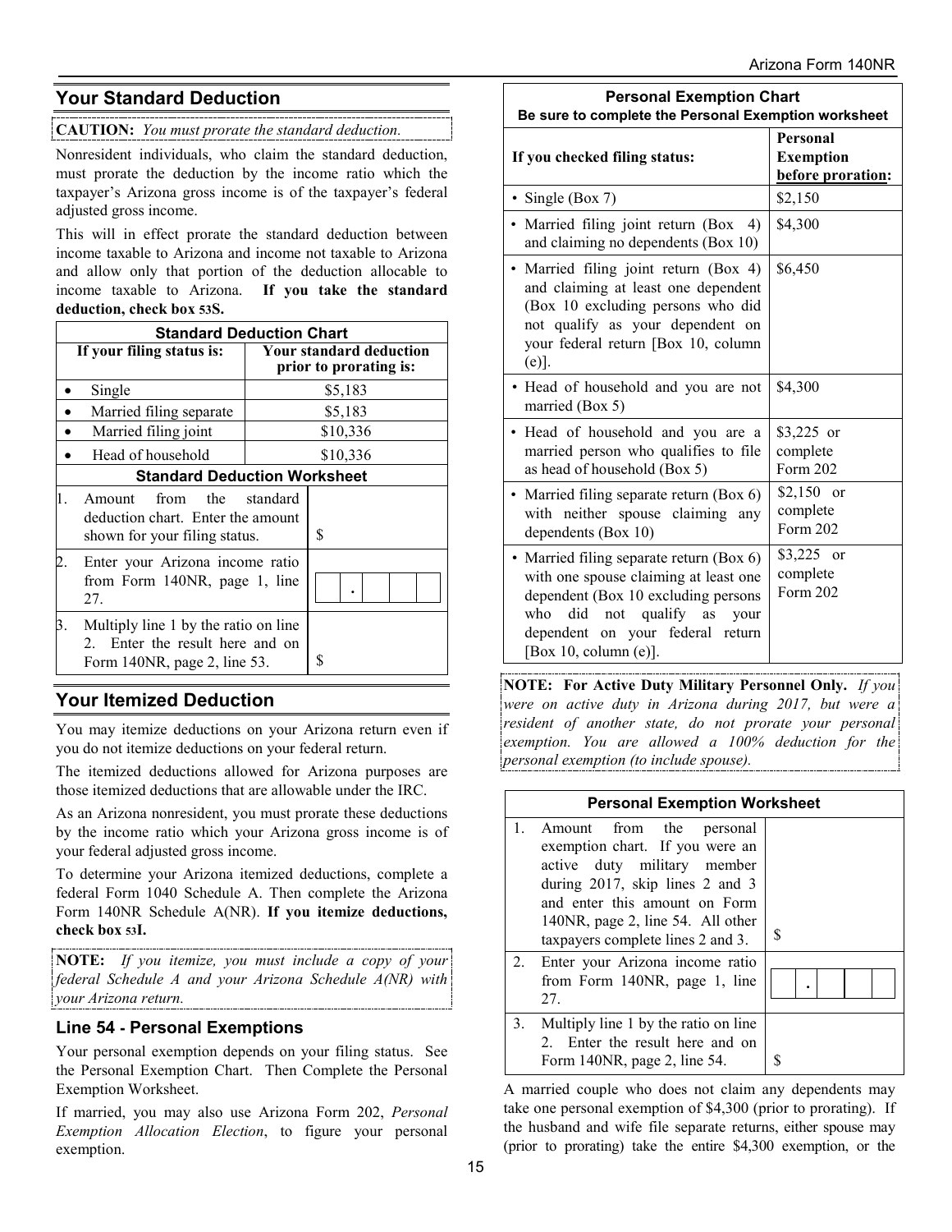## Your Standard Deduction

**CAUTION:** *You must prorate the standard deduction.*

Nonresident individuals, who claim the standard deduction, must prorate the deduction by the income ratio which the taxpayer's Arizona gross income is of the taxpayer's federal adjusted gross income.

This will in effect prorate the standard deduction between income taxable to Arizona and income not taxable to Arizona and allow only that portion of the deduction allocable to income taxable to Arizona. **If you take the standard deduction, check box 53S.**

| Standard Deduction Chart | |
|---|---|
| **If your filing status is:** | **Your standard deduction prior to prorating is:** |
| • Single | $5,183 |
| • Married filing separate | $5,183 |
| • Married filing joint | $10,336 |
| • Head of household | $10,336 |

| Standard Deduction Worksheet | |
|---|---|
| 1. Amount from the standard deduction chart. Enter the amount shown for your filing status. | $ |
| 2. Enter your Arizona income ratio from Form 140NR, page 1, line 27. | . |
| 3. Multiply line 1 by the ratio on line 2. Enter the result here and on Form 140NR, page 2, line 53. | $ |

## Your Itemized Deduction

You may itemize deductions on your Arizona return even if you do not itemize deductions on your federal return.

The itemized deductions allowed for Arizona purposes are those itemized deductions that are allowable under the IRC.

As an Arizona nonresident, you must prorate these deductions by the income ratio which your Arizona gross income is of your federal adjusted gross income.

To determine your Arizona itemized deductions, complete a federal Form 1040 Schedule A. Then complete the Arizona Form 140NR Schedule A(NR). **If you itemize deductions, check box 53I.**

**NOTE:** *If you itemize, you must include a copy of your federal Schedule A and your Arizona Schedule A(NR) with your Arizona return.*

### Line 54 - Personal Exemptions

Your personal exemption depends on your filing status. See the Personal Exemption Chart. Then Complete the Personal Exemption Worksheet.

If married, you may also use Arizona Form 202, *Personal Exemption Allocation Election*, to figure your personal exemption.

| Personal Exemption Chart<br>Be sure to complete the Personal Exemption worksheet | |
|---|---|
| **If you checked filing status:** | **Personal Exemption before proration:** |
| • Single (Box 7) | $2,150 |
| • Married filing joint return (Box 4) and claiming no dependents (Box 10) | $4,300 |
| • Married filing joint return (Box 4) and claiming at least one dependent (Box 10 excluding persons who did not qualify as your dependent on your federal return [Box 10, column (e)]. | $6,450 |
| • Head of household and you are not married (Box 5) | $4,300 |
| • Head of household and you are a married person who qualifies to file as head of household (Box 5) | $3,225 or complete Form 202 |
| • Married filing separate return (Box 6) with neither spouse claiming any dependents (Box 10) | $2,150 or complete Form 202 |
| • Married filing separate return (Box 6) with one spouse claiming at least one dependent (Box 10 excluding persons who did not qualify as your dependent on your federal return [Box 10, column (e)]. | $3,225 or complete Form 202 |

**NOTE: For Active Duty Military Personnel Only.** *If you were on active duty in Arizona during 2017, but were a resident of another state, do not prorate your personal exemption. You are allowed a 100% deduction for the personal exemption (to include spouse).*

| Personal Exemption Worksheet | |
|---|---|
| 1. Amount from the personal exemption chart. If you were an active duty military member during 2017, skip lines 2 and 3 and enter this amount on Form 140NR, page 2, line 54. All other taxpayers complete lines 2 and 3. | $ |
| 2. Enter your Arizona income ratio from Form 140NR, page 1, line 27. | . |
| 3. Multiply line 1 by the ratio on line 2. Enter the result here and on Form 140NR, page 2, line 54. | $ |

A married couple who does not claim any dependents may take one personal exemption of $4,300 (prior to prorating). If the husband and wife file separate returns, either spouse may (prior to prorating) take the entire $4,300 exemption, or the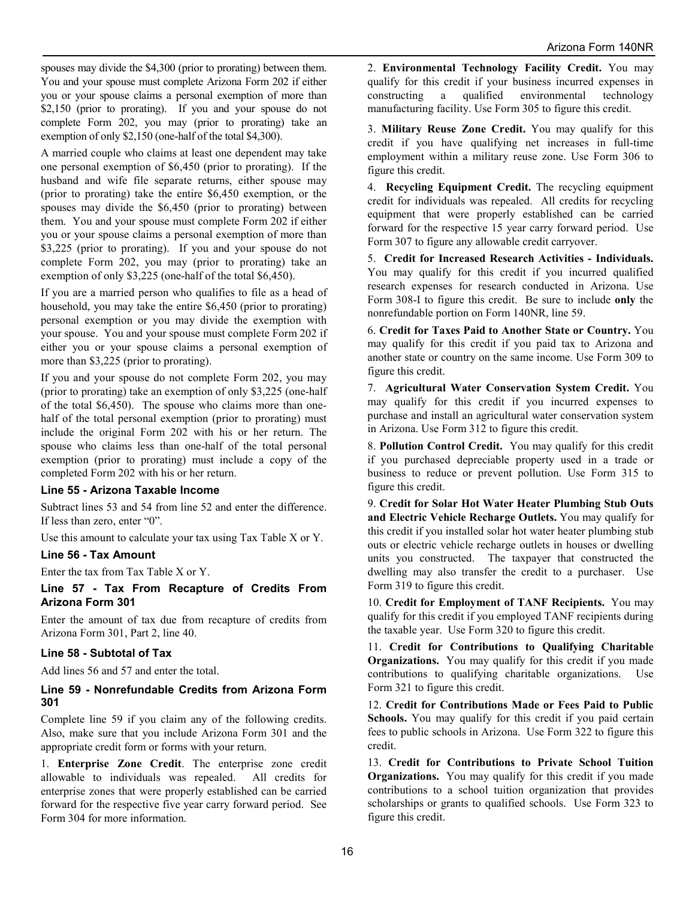spouses may divide the $4,300 (prior to prorating) between them. You and your spouse must complete Arizona Form 202 if either you or your spouse claims a personal exemption of more than $2,150 (prior to prorating). If you and your spouse do not complete Form 202, you may (prior to prorating) take an exemption of only $2,150 (one-half of the total $4,300).

A married couple who claims at least one dependent may take one personal exemption of $6,450 (prior to prorating). If the husband and wife file separate returns, either spouse may (prior to prorating) take the entire $6,450 exemption, or the spouses may divide the $6,450 (prior to prorating) between them. You and your spouse must complete Form 202 if either you or your spouse claims a personal exemption of more than $3,225 (prior to prorating). If you and your spouse do not complete Form 202, you may (prior to prorating) take an exemption of only $3,225 (one-half of the total $6,450).

If you are a married person who qualifies to file as a head of household, you may take the entire $6,450 (prior to prorating) personal exemption or you may divide the exemption with your spouse. You and your spouse must complete Form 202 if either you or your spouse claims a personal exemption of more than $3,225 (prior to prorating).

If you and your spouse do not complete Form 202, you may (prior to prorating) take an exemption of only $3,225 (one-half of the total $6,450). The spouse who claims more than one-half of the total personal exemption (prior to prorating) must include the original Form 202 with his or her return. The spouse who claims less than one-half of the total personal exemption (prior to prorating) must include a copy of the completed Form 202 with his or her return.

### Line 55 - Arizona Taxable Income

Subtract lines 53 and 54 from line 52 and enter the difference. If less than zero, enter "0".

Use this amount to calculate your tax using Tax Table X or Y.

### Line 56 - Tax Amount

Enter the tax from Tax Table X or Y.

### Line 57 - Tax From Recapture of Credits From Arizona Form 301

Enter the amount of tax due from recapture of credits from Arizona Form 301, Part 2, line 40.

### Line 58 - Subtotal of Tax

Add lines 56 and 57 and enter the total.

### Line 59 - Nonrefundable Credits from Arizona Form 301

Complete line 59 if you claim any of the following credits. Also, make sure that you include Arizona Form 301 and the appropriate credit form or forms with your return.

1. **Enterprise Zone Credit**. The enterprise zone credit allowable to individuals was repealed. All credits for enterprise zones that were properly established can be carried forward for the respective five year carry forward period. See Form 304 for more information.

2. **Environmental Technology Facility Credit.** You may qualify for this credit if your business incurred expenses in constructing a qualified environmental technology manufacturing facility. Use Form 305 to figure this credit.

3. **Military Reuse Zone Credit.** You may qualify for this credit if you have qualifying net increases in full-time employment within a military reuse zone. Use Form 306 to figure this credit.

4. **Recycling Equipment Credit.** The recycling equipment credit for individuals was repealed. All credits for recycling equipment that were properly established can be carried forward for the respective 15 year carry forward period. Use Form 307 to figure any allowable credit carryover.

5. **Credit for Increased Research Activities - Individuals.** You may qualify for this credit if you incurred qualified research expenses for research conducted in Arizona. Use Form 308-I to figure this credit. Be sure to include **only** the nonrefundable portion on Form 140NR, line 59.

6. **Credit for Taxes Paid to Another State or Country.** You may qualify for this credit if you paid tax to Arizona and another state or country on the same income. Use Form 309 to figure this credit.

7. **Agricultural Water Conservation System Credit.** You may qualify for this credit if you incurred expenses to purchase and install an agricultural water conservation system in Arizona. Use Form 312 to figure this credit.

8. **Pollution Control Credit.** You may qualify for this credit if you purchased depreciable property used in a trade or business to reduce or prevent pollution. Use Form 315 to figure this credit.

9. **Credit for Solar Hot Water Heater Plumbing Stub Outs and Electric Vehicle Recharge Outlets.** You may qualify for this credit if you installed solar hot water heater plumbing stub outs or electric vehicle recharge outlets in houses or dwelling units you constructed. The taxpayer that constructed the dwelling may also transfer the credit to a purchaser. Use Form 319 to figure this credit.

10. **Credit for Employment of TANF Recipients.** You may qualify for this credit if you employed TANF recipients during the taxable year. Use Form 320 to figure this credit.

11. **Credit for Contributions to Qualifying Charitable Organizations.** You may qualify for this credit if you made contributions to qualifying charitable organizations. Use Form 321 to figure this credit.

12. **Credit for Contributions Made or Fees Paid to Public Schools.** You may qualify for this credit if you paid certain fees to public schools in Arizona. Use Form 322 to figure this credit.

13. **Credit for Contributions to Private School Tuition Organizations.** You may qualify for this credit if you made contributions to a school tuition organization that provides scholarships or grants to qualified schools. Use Form 323 to figure this credit.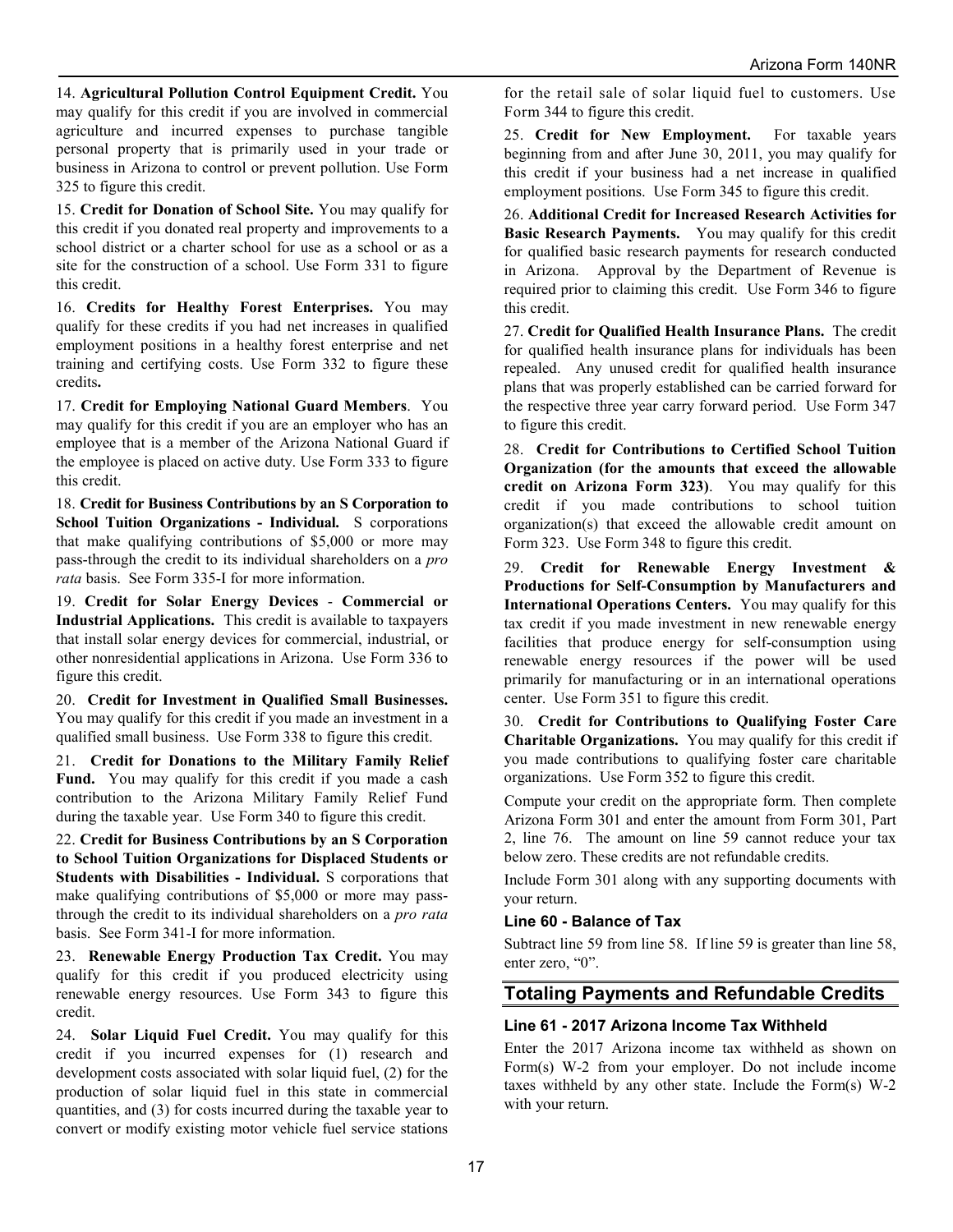14. **Agricultural Pollution Control Equipment Credit.** You may qualify for this credit if you are involved in commercial agriculture and incurred expenses to purchase tangible personal property that is primarily used in your trade or business in Arizona to control or prevent pollution. Use Form 325 to figure this credit.

15. **Credit for Donation of School Site.** You may qualify for this credit if you donated real property and improvements to a school district or a charter school for use as a school or as a site for the construction of a school. Use Form 331 to figure this credit.

16. **Credits for Healthy Forest Enterprises.** You may qualify for these credits if you had net increases in qualified employment positions in a healthy forest enterprise and net training and certifying costs. Use Form 332 to figure these credits**.**

17. **Credit for Employing National Guard Members**. You may qualify for this credit if you are an employer who has an employee that is a member of the Arizona National Guard if the employee is placed on active duty. Use Form 333 to figure this credit.

18. **Credit for Business Contributions by an S Corporation to School Tuition Organizations - Individual.** S corporations that make qualifying contributions of $5,000 or more may pass-through the credit to its individual shareholders on a *pro rata* basis. See Form 335-I for more information.

19. **Credit for Solar Energy Devices** - **Commercial or Industrial Applications.** This credit is available to taxpayers that install solar energy devices for commercial, industrial, or other nonresidential applications in Arizona. Use Form 336 to figure this credit.

20. **Credit for Investment in Qualified Small Businesses.** You may qualify for this credit if you made an investment in a qualified small business. Use Form 338 to figure this credit.

21. **Credit for Donations to the Military Family Relief Fund.** You may qualify for this credit if you made a cash contribution to the Arizona Military Family Relief Fund during the taxable year. Use Form 340 to figure this credit.

22. **Credit for Business Contributions by an S Corporation to School Tuition Organizations for Displaced Students or Students with Disabilities - Individual.** S corporations that make qualifying contributions of $5,000 or more may pass-through the credit to its individual shareholders on a *pro rata* basis. See Form 341-I for more information.

23. **Renewable Energy Production Tax Credit.** You may qualify for this credit if you produced electricity using renewable energy resources. Use Form 343 to figure this credit.

24. **Solar Liquid Fuel Credit.** You may qualify for this credit if you incurred expenses for (1) research and development costs associated with solar liquid fuel, (2) for the production of solar liquid fuel in this state in commercial quantities, and (3) for costs incurred during the taxable year to convert or modify existing motor vehicle fuel service stations for the retail sale of solar liquid fuel to customers. Use Form 344 to figure this credit.

25. **Credit for New Employment.** For taxable years beginning from and after June 30, 2011, you may qualify for this credit if your business had a net increase in qualified employment positions. Use Form 345 to figure this credit.

26. **Additional Credit for Increased Research Activities for Basic Research Payments.** You may qualify for this credit for qualified basic research payments for research conducted in Arizona. Approval by the Department of Revenue is required prior to claiming this credit. Use Form 346 to figure this credit.

27. **Credit for Qualified Health Insurance Plans.** The credit for qualified health insurance plans for individuals has been repealed. Any unused credit for qualified health insurance plans that was properly established can be carried forward for the respective three year carry forward period. Use Form 347 to figure this credit.

28. **Credit for Contributions to Certified School Tuition Organization (for the amounts that exceed the allowable credit on Arizona Form 323)**. You may qualify for this credit if you made contributions to school tuition organization(s) that exceed the allowable credit amount on Form 323. Use Form 348 to figure this credit.

29. **Credit for Renewable Energy Investment & Productions for Self-Consumption by Manufacturers and International Operations Centers.** You may qualify for this tax credit if you made investment in new renewable energy facilities that produce energy for self-consumption using renewable energy resources if the power will be used primarily for manufacturing or in an international operations center. Use Form 351 to figure this credit.

30. **Credit for Contributions to Qualifying Foster Care Charitable Organizations.** You may qualify for this credit if you made contributions to qualifying foster care charitable organizations. Use Form 352 to figure this credit.

Compute your credit on the appropriate form. Then complete Arizona Form 301 and enter the amount from Form 301, Part 2, line 76. The amount on line 59 cannot reduce your tax below zero. These credits are not refundable credits.

Include Form 301 along with any supporting documents with your return.

### Line 60 - Balance of Tax

Subtract line 59 from line 58. If line 59 is greater than line 58, enter zero, "0".

## Totaling Payments and Refundable Credits

### Line 61 - 2017 Arizona Income Tax Withheld

Enter the 2017 Arizona income tax withheld as shown on Form(s) W-2 from your employer. Do not include income taxes withheld by any other state. Include the Form(s) W-2 with your return.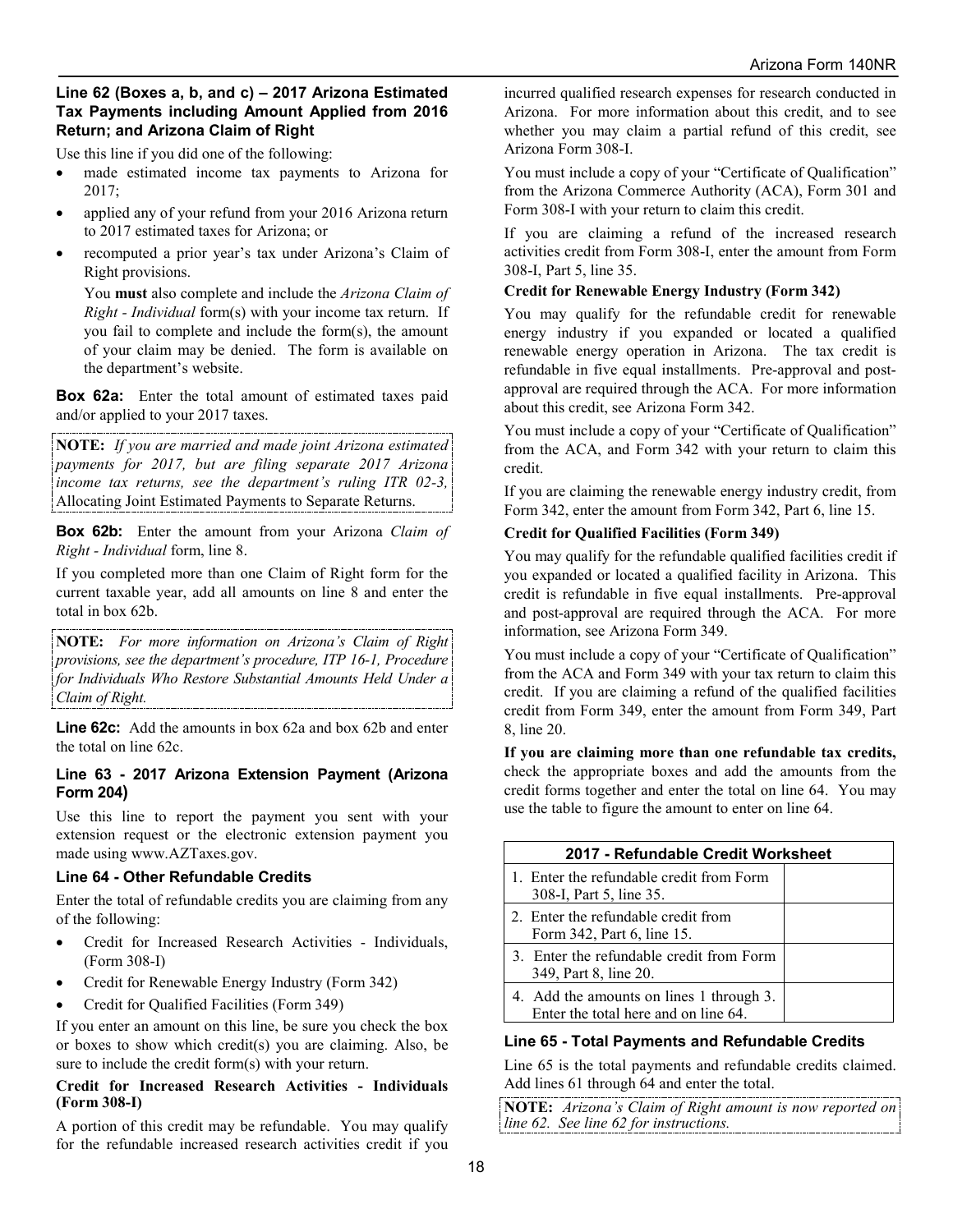### Line 62 (Boxes a, b, and c) – 2017 Arizona Estimated Tax Payments including Amount Applied from 2016 Return; and Arizona Claim of Right

Use this line if you did one of the following:

- made estimated income tax payments to Arizona for 2017;
- applied any of your refund from your 2016 Arizona return to 2017 estimated taxes for Arizona; or
- recomputed a prior year's tax under Arizona's Claim of Right provisions.

  You **must** also complete and include the *Arizona Claim of Right - Individual* form(s) with your income tax return. If you fail to complete and include the form(s), the amount of your claim may be denied. The form is available on the department's website.

**Box 62a:** Enter the total amount of estimated taxes paid and/or applied to your 2017 taxes.

> **NOTE:** *If you are married and made joint Arizona estimated payments for 2017, but are filing separate 2017 Arizona income tax returns, see the department's ruling ITR 02-3,* Allocating Joint Estimated Payments to Separate Returns.

**Box 62b:** Enter the amount from your Arizona *Claim of Right - Individual* form, line 8.

If you completed more than one Claim of Right form for the current taxable year, add all amounts on line 8 and enter the total in box 62b.

> **NOTE:** *For more information on Arizona's Claim of Right provisions, see the department's procedure, ITP 16-1, Procedure for Individuals Who Restore Substantial Amounts Held Under a Claim of Right.*

**Line 62c:** Add the amounts in box 62a and box 62b and enter the total on line 62c.

### Line 63 - 2017 Arizona Extension Payment (Arizona Form 204)

Use this line to report the payment you sent with your extension request or the electronic extension payment you made using www.AZTaxes.gov.

### Line 64 - Other Refundable Credits

Enter the total of refundable credits you are claiming from any of the following:

- Credit for Increased Research Activities - Individuals, (Form 308-I)
- Credit for Renewable Energy Industry (Form 342)
- Credit for Qualified Facilities (Form 349)

If you enter an amount on this line, be sure you check the box or boxes to show which credit(s) you are claiming. Also, be sure to include the credit form(s) with your return.

**Credit for Increased Research Activities - Individuals (Form 308-I)**

A portion of this credit may be refundable. You may qualify for the refundable increased research activities credit if you incurred qualified research expenses for research conducted in Arizona. For more information about this credit, and to see whether you may claim a partial refund of this credit, see Arizona Form 308-I.

You must include a copy of your "Certificate of Qualification" from the Arizona Commerce Authority (ACA), Form 301 and Form 308-I with your return to claim this credit.

If you are claiming a refund of the increased research activities credit from Form 308-I, enter the amount from Form 308-I, Part 5, line 35.

**Credit for Renewable Energy Industry (Form 342)**

You may qualify for the refundable credit for renewable energy industry if you expanded or located a qualified renewable energy operation in Arizona. The tax credit is refundable in five equal installments. Pre-approval and post-approval are required through the ACA. For more information about this credit, see Arizona Form 342.

You must include a copy of your "Certificate of Qualification" from the ACA, and Form 342 with your return to claim this credit.

If you are claiming the renewable energy industry credit, from Form 342, enter the amount from Form 342, Part 6, line 15.

**Credit for Qualified Facilities (Form 349)**

You may qualify for the refundable qualified facilities credit if you expanded or located a qualified facility in Arizona. This credit is refundable in five equal installments. Pre-approval and post-approval are required through the ACA. For more information, see Arizona Form 349.

You must include a copy of your "Certificate of Qualification" from the ACA and Form 349 with your tax return to claim this credit. If you are claiming a refund of the qualified facilities credit from Form 349, enter the amount from Form 349, Part 8, line 20.

**If you are claiming more than one refundable tax credits,** check the appropriate boxes and add the amounts from the credit forms together and enter the total on line 64. You may use the table to figure the amount to enter on line 64.

| 2017 - Refundable Credit Worksheet | |
|---|---|
| 1. Enter the refundable credit from Form 308-I, Part 5, line 35. | |
| 2. Enter the refundable credit from Form 342, Part 6, line 15. | |
| 3. Enter the refundable credit from Form 349, Part 8, line 20. | |
| 4. Add the amounts on lines 1 through 3. Enter the total here and on line 64. | |

### Line 65 - Total Payments and Refundable Credits

Line 65 is the total payments and refundable credits claimed. Add lines 61 through 64 and enter the total.

> **NOTE:** *Arizona's Claim of Right amount is now reported on line 62. See line 62 for instructions.*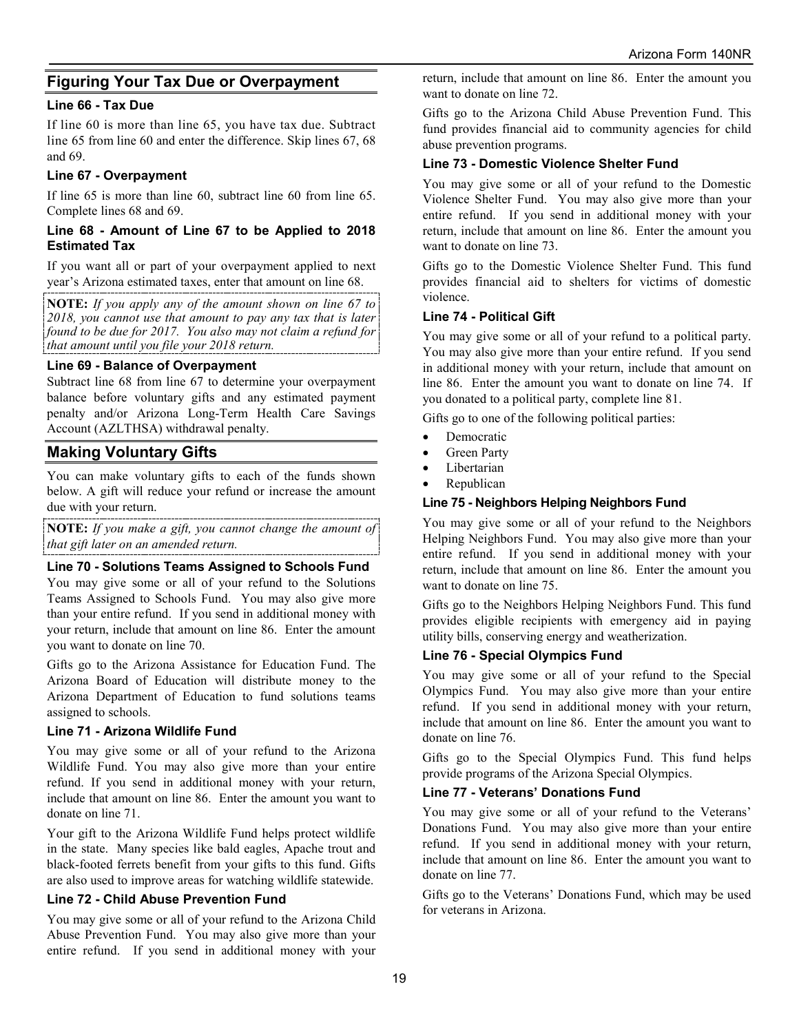## Figuring Your Tax Due or Overpayment

### Line 66 - Tax Due

If line 60 is more than line 65, you have tax due. Subtract line 65 from line 60 and enter the difference. Skip lines 67, 68 and 69.

### Line 67 - Overpayment

If line 65 is more than line 60, subtract line 60 from line 65. Complete lines 68 and 69.

### Line 68 - Amount of Line 67 to be Applied to 2018 Estimated Tax

If you want all or part of your overpayment applied to next year's Arizona estimated taxes, enter that amount on line 68.

**NOTE:** *If you apply any of the amount shown on line 67 to 2018, you cannot use that amount to pay any tax that is later found to be due for 2017. You also may not claim a refund for that amount until you file your 2018 return.*

### Line 69 - Balance of Overpayment

Subtract line 68 from line 67 to determine your overpayment balance before voluntary gifts and any estimated payment penalty and/or Arizona Long-Term Health Care Savings Account (AZLTHSA) withdrawal penalty.

## Making Voluntary Gifts

You can make voluntary gifts to each of the funds shown below. A gift will reduce your refund or increase the amount due with your return.

**NOTE:** *If you make a gift, you cannot change the amount of that gift later on an amended return.*

### Line 70 - Solutions Teams Assigned to Schools Fund

You may give some or all of your refund to the Solutions Teams Assigned to Schools Fund. You may also give more than your entire refund. If you send in additional money with your return, include that amount on line 86. Enter the amount you want to donate on line 70.

Gifts go to the Arizona Assistance for Education Fund. The Arizona Board of Education will distribute money to the Arizona Department of Education to fund solutions teams assigned to schools.

### Line 71 - Arizona Wildlife Fund

You may give some or all of your refund to the Arizona Wildlife Fund. You may also give more than your entire refund. If you send in additional money with your return, include that amount on line 86. Enter the amount you want to donate on line 71.

Your gift to the Arizona Wildlife Fund helps protect wildlife in the state. Many species like bald eagles, Apache trout and black-footed ferrets benefit from your gifts to this fund. Gifts are also used to improve areas for watching wildlife statewide.

### Line 72 - Child Abuse Prevention Fund

You may give some or all of your refund to the Arizona Child Abuse Prevention Fund. You may also give more than your entire refund. If you send in additional money with your return, include that amount on line 86. Enter the amount you want to donate on line 72.

Gifts go to the Arizona Child Abuse Prevention Fund. This fund provides financial aid to community agencies for child abuse prevention programs.

### Line 73 - Domestic Violence Shelter Fund

You may give some or all of your refund to the Domestic Violence Shelter Fund. You may also give more than your entire refund. If you send in additional money with your return, include that amount on line 86. Enter the amount you want to donate on line 73.

Gifts go to the Domestic Violence Shelter Fund. This fund provides financial aid to shelters for victims of domestic violence.

### Line 74 - Political Gift

You may give some or all of your refund to a political party. You may also give more than your entire refund. If you send in additional money with your return, include that amount on line 86. Enter the amount you want to donate on line 74. If you donated to a political party, complete line 81.

Gifts go to one of the following political parties:

- Democratic
- Green Party
- Libertarian
- Republican

### Line 75 - Neighbors Helping Neighbors Fund

You may give some or all of your refund to the Neighbors Helping Neighbors Fund. You may also give more than your entire refund. If you send in additional money with your return, include that amount on line 86. Enter the amount you want to donate on line 75.

Gifts go to the Neighbors Helping Neighbors Fund. This fund provides eligible recipients with emergency aid in paying utility bills, conserving energy and weatherization.

### Line 76 - Special Olympics Fund

You may give some or all of your refund to the Special Olympics Fund. You may also give more than your entire refund. If you send in additional money with your return, include that amount on line 86. Enter the amount you want to donate on line 76.

Gifts go to the Special Olympics Fund. This fund helps provide programs of the Arizona Special Olympics.

### Line 77 - Veterans' Donations Fund

You may give some or all of your refund to the Veterans' Donations Fund. You may also give more than your entire refund. If you send in additional money with your return, include that amount on line 86. Enter the amount you want to donate on line 77.

Gifts go to the Veterans' Donations Fund, which may be used for veterans in Arizona.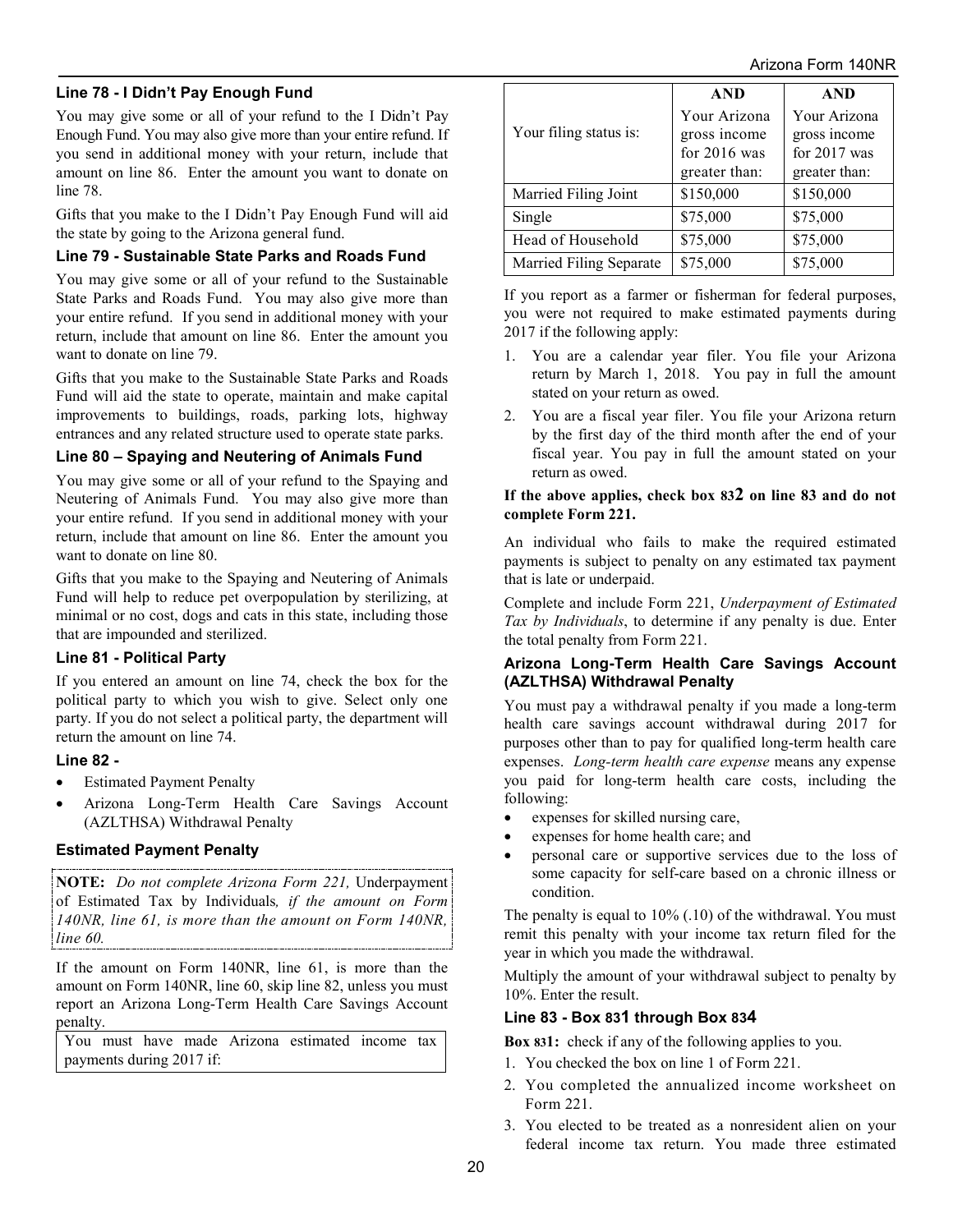### Line 78 - I Didn't Pay Enough Fund

You may give some or all of your refund to the I Didn't Pay Enough Fund. You may also give more than your entire refund. If you send in additional money with your return, include that amount on line 86. Enter the amount you want to donate on line 78.

Gifts that you make to the I Didn't Pay Enough Fund will aid the state by going to the Arizona general fund.

### Line 79 - Sustainable State Parks and Roads Fund

You may give some or all of your refund to the Sustainable State Parks and Roads Fund. You may also give more than your entire refund. If you send in additional money with your return, include that amount on line 86. Enter the amount you want to donate on line 79.

Gifts that you make to the Sustainable State Parks and Roads Fund will aid the state to operate, maintain and make capital improvements to buildings, roads, parking lots, highway entrances and any related structure used to operate state parks.

### Line 80 – Spaying and Neutering of Animals Fund

You may give some or all of your refund to the Spaying and Neutering of Animals Fund. You may also give more than your entire refund. If you send in additional money with your return, include that amount on line 86. Enter the amount you want to donate on line 80.

Gifts that you make to the Spaying and Neutering of Animals Fund will help to reduce pet overpopulation by sterilizing, at minimal or no cost, dogs and cats in this state, including those that are impounded and sterilized.

### Line 81 - Political Party

If you entered an amount on line 74, check the box for the political party to which you wish to give. Select only one party. If you do not select a political party, the department will return the amount on line 74.

### Line 82 -

- Estimated Payment Penalty
- Arizona Long-Term Health Care Savings Account (AZLTHSA) Withdrawal Penalty

### Estimated Payment Penalty

**NOTE:** *Do not complete Arizona Form 221,* Underpayment of Estimated Tax by Individuals*, if the amount on Form 140NR, line 61, is more than the amount on Form 140NR, line 60.*

If the amount on Form 140NR, line 61, is more than the amount on Form 140NR, line 60, skip line 82, unless you must report an Arizona Long-Term Health Care Savings Account penalty.

You must have made Arizona estimated income tax payments during 2017 if:

| Your filing status is: | AND Your Arizona gross income for 2016 was greater than: | AND Your Arizona gross income for 2017 was greater than: |
|---|---|---|
| Married Filing Joint | $150,000 | $150,000 |
| Single | $75,000 | $75,000 |
| Head of Household | $75,000 | $75,000 |
| Married Filing Separate | $75,000 | $75,000 |

If you report as a farmer or fisherman for federal purposes, you were not required to make estimated payments during 2017 if the following apply:

1. You are a calendar year filer. You file your Arizona return by March 1, 2018. You pay in full the amount stated on your return as owed.
2. You are a fiscal year filer. You file your Arizona return by the first day of the third month after the end of your fiscal year. You pay in full the amount stated on your return as owed.

**If the above applies, check box 832 on line 83 and do not complete Form 221.**

An individual who fails to make the required estimated payments is subject to penalty on any estimated tax payment that is late or underpaid.

Complete and include Form 221, *Underpayment of Estimated Tax by Individuals*, to determine if any penalty is due. Enter the total penalty from Form 221.

### Arizona Long-Term Health Care Savings Account (AZLTHSA) Withdrawal Penalty

You must pay a withdrawal penalty if you made a long-term health care savings account withdrawal during 2017 for purposes other than to pay for qualified long-term health care expenses. *Long-term health care expense* means any expense you paid for long-term health care costs, including the following:

- expenses for skilled nursing care,
- expenses for home health care; and
- personal care or supportive services due to the loss of some capacity for self-care based on a chronic illness or condition.

The penalty is equal to 10% (.10) of the withdrawal. You must remit this penalty with your income tax return filed for the year in which you made the withdrawal.

Multiply the amount of your withdrawal subject to penalty by 10%. Enter the result.

### Line 83 - Box 831 through Box 834

**Box 831:** check if any of the following applies to you.

1. You checked the box on line 1 of Form 221.
2. You completed the annualized income worksheet on Form 221.
3. You elected to be treated as a nonresident alien on your federal income tax return. You made three estimated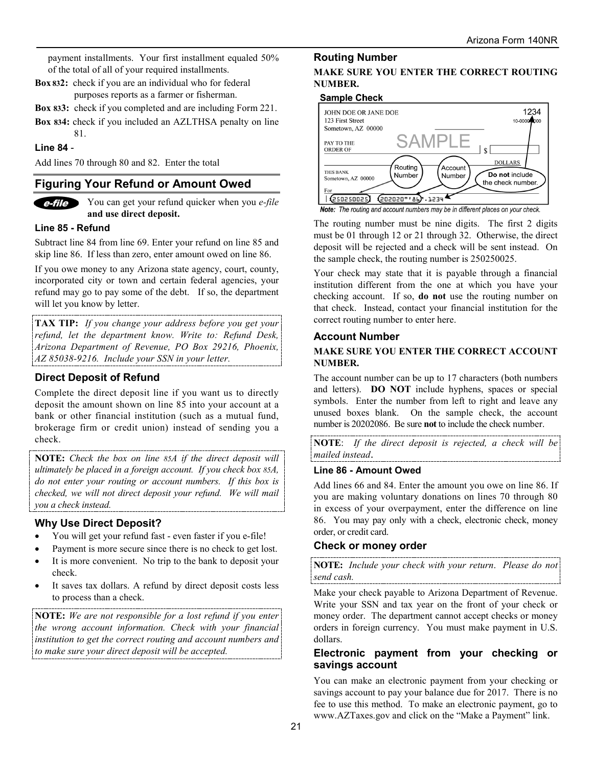payment installments. Your first installment equaled 50% of the total of all of your required installments.

**Box 832:** check if you are an individual who for federal purposes reports as a farmer or fisherman.

**Box 833:** check if you completed and are including Form 221.

**Box 834:** check if you included an AZLTHSA penalty on line 81.

### Line 84 -

Add lines 70 through 80 and 82. Enter the total

## Figuring Your Refund or Amount Owed

*e-file* You can get your refund quicker when you *e-file* **and use direct deposit.**

### Line 85 - Refund

Subtract line 84 from line 69. Enter your refund on line 85 and skip line 86. If less than zero, enter amount owed on line 86.

If you owe money to any Arizona state agency, court, county, incorporated city or town and certain federal agencies, your refund may go to pay some of the debt. If so, the department will let you know by letter.

**TAX TIP:** *If you change your address before you get your refund, let the department know. Write to: Refund Desk, Arizona Department of Revenue, PO Box 29216, Phoenix, AZ 85038-9216. Include your SSN in your letter.*

### Direct Deposit of Refund

Complete the direct deposit line if you want us to directly deposit the amount shown on line 85 into your account at a bank or other financial institution (such as a mutual fund, brokerage firm or credit union) instead of sending you a check.

**NOTE:** *Check the box on line 85A if the direct deposit will ultimately be placed in a foreign account. If you check box 85A, do not enter your routing or account numbers. If this box is checked, we will not direct deposit your refund. We will mail you a check instead.*

### Why Use Direct Deposit?

- You will get your refund fast - even faster if you e-file!
- Payment is more secure since there is no check to get lost.
- It is more convenient. No trip to the bank to deposit your check.
- It saves tax dollars. A refund by direct deposit costs less to process than a check.

**NOTE:** *We are not responsible for a lost refund if you enter the wrong account information. Check with your financial institution to get the correct routing and account numbers and to make sure your direct deposit will be accepted.*

### Routing Number

**MAKE SURE YOU ENTER THE CORRECT ROUTING NUMBER.**

**Sample Check**

JOHN DOE OR JANE DOE
123 First Street
Sometown, AZ 00000

1234
10-0000/0000

PAY TO THE ORDER OF — SAMPLE — $

DOLLARS

THIS BANK
Sometown, AZ 00000

For

Routing Number | Account Number | **Do not** include the check number.

|:250250025: :202020"'86". 1234

*Note: The routing and account numbers may be in different places on your check.*

The routing number must be nine digits. The first 2 digits must be 01 through 12 or 21 through 32. Otherwise, the direct deposit will be rejected and a check will be sent instead. On the sample check, the routing number is 250250025.

Your check may state that it is payable through a financial institution different from the one at which you have your checking account. If so, **do not** use the routing number on that check. Instead, contact your financial institution for the correct routing number to enter here.

### Account Number

**MAKE SURE YOU ENTER THE CORRECT ACCOUNT NUMBER.**

The account number can be up to 17 characters (both numbers and letters). **DO NOT** include hyphens, spaces or special symbols. Enter the number from left to right and leave any unused boxes blank. On the sample check, the account number is 20202086. Be sure **not** to include the check number.

**NOTE**: *If the direct deposit is rejected, a check will be mailed instead*.

### Line 86 - Amount Owed

Add lines 66 and 84. Enter the amount you owe on line 86. If you are making voluntary donations on lines 70 through 80 in excess of your overpayment, enter the difference on line 86. You may pay only with a check, electronic check, money order, or credit card.

### Check or money order

**NOTE:** *Include your check with your return. Please do not send cash.*

Make your check payable to Arizona Department of Revenue. Write your SSN and tax year on the front of your check or money order. The department cannot accept checks or money orders in foreign currency. You must make payment in U.S. dollars.

### Electronic payment from your checking or savings account

You can make an electronic payment from your checking or savings account to pay your balance due for 2017. There is no fee to use this method. To make an electronic payment, go to www.AZTaxes.gov and click on the "Make a Payment" link.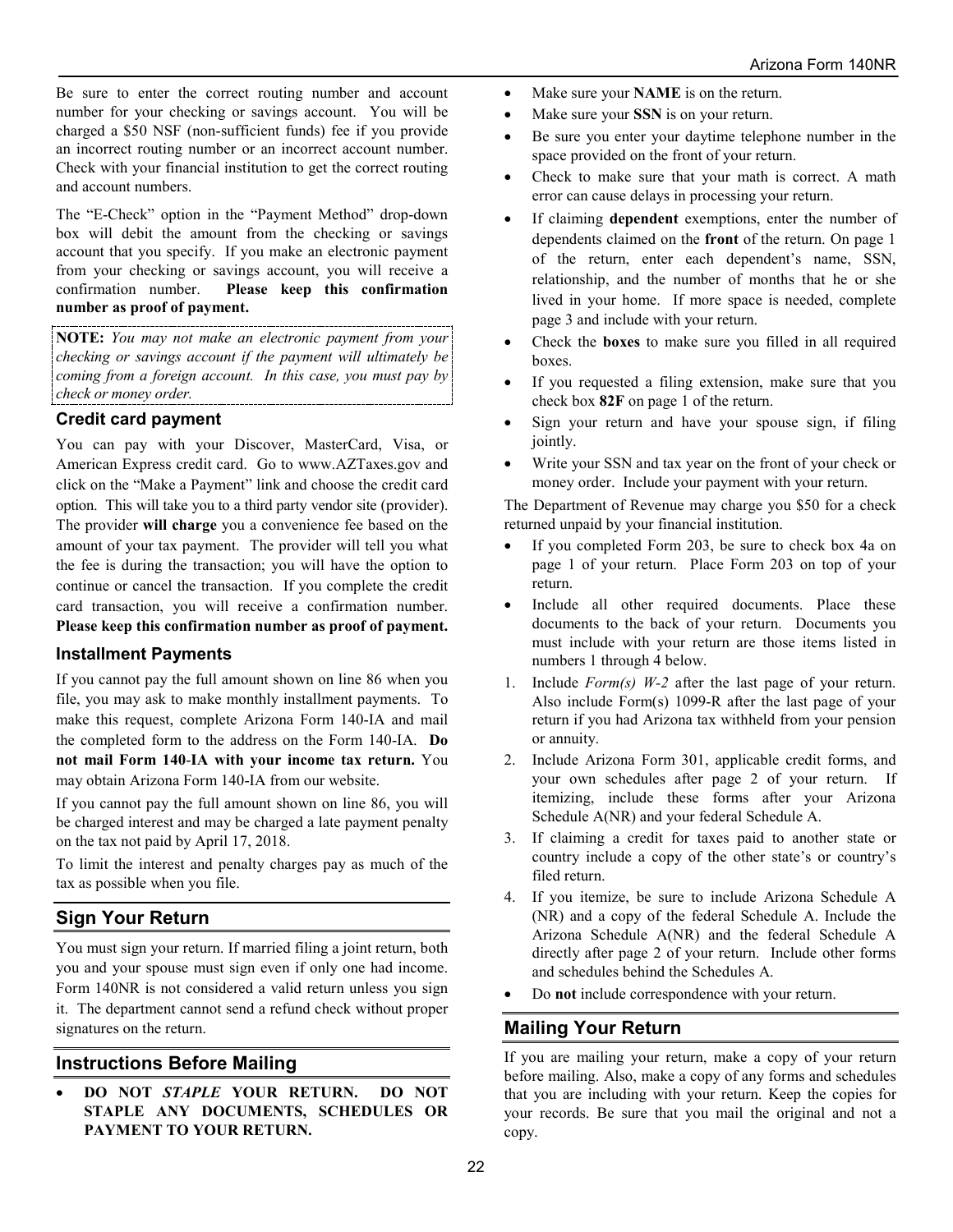Be sure to enter the correct routing number and account number for your checking or savings account. You will be charged a $50 NSF (non-sufficient funds) fee if you provide an incorrect routing number or an incorrect account number. Check with your financial institution to get the correct routing and account numbers.

The "E-Check" option in the "Payment Method" drop-down box will debit the amount from the checking or savings account that you specify. If you make an electronic payment from your checking or savings account, you will receive a confirmation number. **Please keep this confirmation number as proof of payment.**

**NOTE:** *You may not make an electronic payment from your checking or savings account if the payment will ultimately be coming from a foreign account. In this case, you must pay by check or money order.*

### Credit card payment

You can pay with your Discover, MasterCard, Visa, or American Express credit card. Go to www.AZTaxes.gov and click on the "Make a Payment" link and choose the credit card option. This will take you to a third party vendor site (provider). The provider **will charge** you a convenience fee based on the amount of your tax payment. The provider will tell you what the fee is during the transaction; you will have the option to continue or cancel the transaction. If you complete the credit card transaction, you will receive a confirmation number. **Please keep this confirmation number as proof of payment.**

### Installment Payments

If you cannot pay the full amount shown on line 86 when you file, you may ask to make monthly installment payments. To make this request, complete Arizona Form 140-IA and mail the completed form to the address on the Form 140-IA. **Do not mail Form 140-IA with your income tax return.** You may obtain Arizona Form 140-IA from our website.

If you cannot pay the full amount shown on line 86, you will be charged interest and may be charged a late payment penalty on the tax not paid by April 17, 2018.

To limit the interest and penalty charges pay as much of the tax as possible when you file.

## Sign Your Return

You must sign your return. If married filing a joint return, both you and your spouse must sign even if only one had income. Form 140NR is not considered a valid return unless you sign it. The department cannot send a refund check without proper signatures on the return.

## Instructions Before Mailing

- **DO NOT *STAPLE* YOUR RETURN. DO NOT STAPLE ANY DOCUMENTS, SCHEDULES OR PAYMENT TO YOUR RETURN.**
- Make sure your **NAME** is on the return.
- Make sure your **SSN** is on your return.
- Be sure you enter your daytime telephone number in the space provided on the front of your return.
- Check to make sure that your math is correct. A math error can cause delays in processing your return.
- If claiming **dependent** exemptions, enter the number of dependents claimed on the **front** of the return. On page 1 of the return, enter each dependent's name, SSN, relationship, and the number of months that he or she lived in your home. If more space is needed, complete page 3 and include with your return.
- Check the **boxes** to make sure you filled in all required boxes.
- If you requested a filing extension, make sure that you check box **82F** on page 1 of the return.
- Sign your return and have your spouse sign, if filing jointly.
- Write your SSN and tax year on the front of your check or money order. Include your payment with your return.

The Department of Revenue may charge you $50 for a check returned unpaid by your financial institution.

- If you completed Form 203, be sure to check box 4a on page 1 of your return. Place Form 203 on top of your return.
- Include all other required documents. Place these documents to the back of your return. Documents you must include with your return are those items listed in numbers 1 through 4 below.

1. Include *Form(s) W-2* after the last page of your return. Also include Form(s) 1099-R after the last page of your return if you had Arizona tax withheld from your pension or annuity.
2. Include Arizona Form 301, applicable credit forms, and your own schedules after page 2 of your return. If itemizing, include these forms after your Arizona Schedule A(NR) and your federal Schedule A.
3. If claiming a credit for taxes paid to another state or country include a copy of the other state's or country's filed return.
4. If you itemize, be sure to include Arizona Schedule A (NR) and a copy of the federal Schedule A. Include the Arizona Schedule A(NR) and the federal Schedule A directly after page 2 of your return. Include other forms and schedules behind the Schedules A.

- Do **not** include correspondence with your return.

## Mailing Your Return

If you are mailing your return, make a copy of your return before mailing. Also, make a copy of any forms and schedules that you are including with your return. Keep the copies for your records. Be sure that you mail the original and not a copy.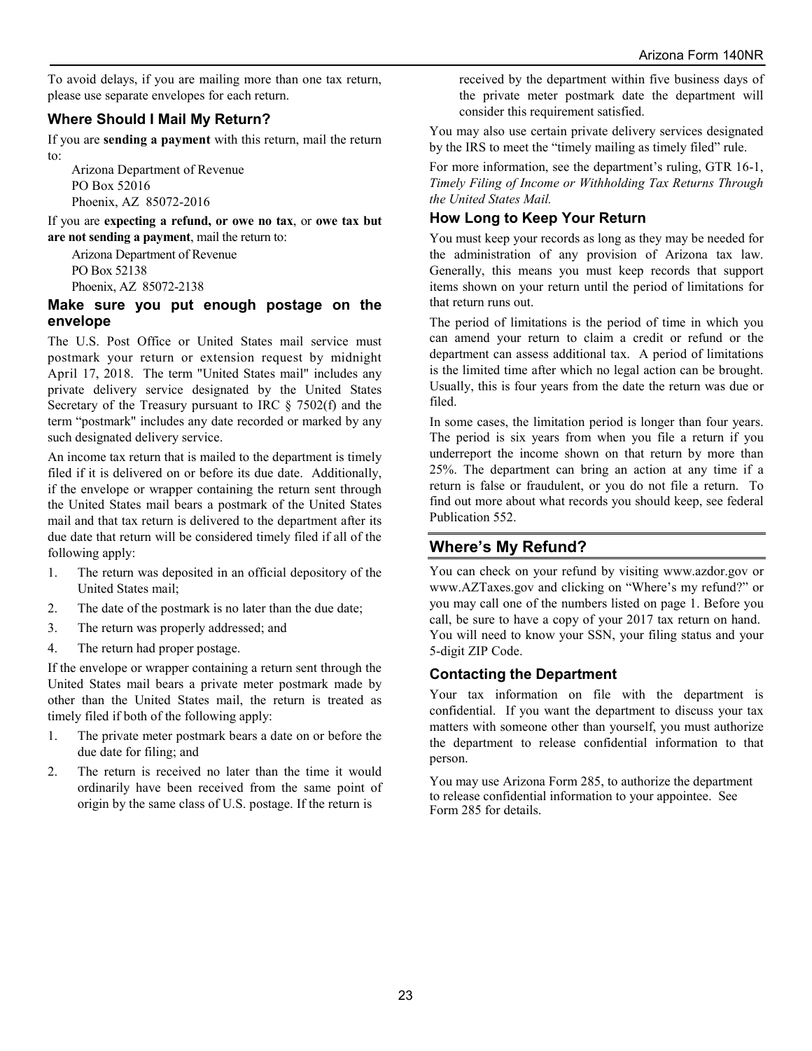To avoid delays, if you are mailing more than one tax return, please use separate envelopes for each return.

## Where Should I Mail My Return?

If you are **sending a payment** with this return, mail the return to:

Arizona Department of Revenue
PO Box 52016
Phoenix, AZ 85072-2016

If you are **expecting a refund, or owe no tax**, or **owe tax but are not sending a payment**, mail the return to:

Arizona Department of Revenue
PO Box 52138
Phoenix, AZ 85072-2138

### Make sure you put enough postage on the envelope

The U.S. Post Office or United States mail service must postmark your return or extension request by midnight April 17, 2018. The term "United States mail" includes any private delivery service designated by the United States Secretary of the Treasury pursuant to IRC § 7502(f) and the term "postmark" includes any date recorded or marked by any such designated delivery service.

An income tax return that is mailed to the department is timely filed if it is delivered on or before its due date. Additionally, if the envelope or wrapper containing the return sent through the United States mail bears a postmark of the United States mail and that tax return is delivered to the department after its due date that return will be considered timely filed if all of the following apply:

1. The return was deposited in an official depository of the United States mail;
2. The date of the postmark is no later than the due date;
3. The return was properly addressed; and
4. The return had proper postage.

If the envelope or wrapper containing a return sent through the United States mail bears a private meter postmark made by other than the United States mail, the return is treated as timely filed if both of the following apply:

1. The private meter postmark bears a date on or before the due date for filing; and
2. The return is received no later than the time it would ordinarily have been received from the same point of origin by the same class of U.S. postage. If the return is received by the department within five business days of the private meter postmark date the department will consider this requirement satisfied.

You may also use certain private delivery services designated by the IRS to meet the "timely mailing as timely filed" rule.

For more information, see the department's ruling, GTR 16-1, *Timely Filing of Income or Withholding Tax Returns Through the United States Mail.*

### How Long to Keep Your Return

You must keep your records as long as they may be needed for the administration of any provision of Arizona tax law. Generally, this means you must keep records that support items shown on your return until the period of limitations for that return runs out.

The period of limitations is the period of time in which you can amend your return to claim a credit or refund or the department can assess additional tax. A period of limitations is the limited time after which no legal action can be brought. Usually, this is four years from the date the return was due or filed.

In some cases, the limitation period is longer than four years. The period is six years from when you file a return if you underreport the income shown on that return by more than 25%. The department can bring an action at any time if a return is false or fraudulent, or you do not file a return. To find out more about what records you should keep, see federal Publication 552.

## Where's My Refund?

You can check on your refund by visiting www.azdor.gov or www.AZTaxes.gov and clicking on "Where's my refund?" or you may call one of the numbers listed on page 1. Before you call, be sure to have a copy of your 2017 tax return on hand. You will need to know your SSN, your filing status and your 5-digit ZIP Code.

### Contacting the Department

Your tax information on file with the department is confidential. If you want the department to discuss your tax matters with someone other than yourself, you must authorize the department to release confidential information to that person.

You may use Arizona Form 285, to authorize the department to release confidential information to your appointee. See Form 285 for details.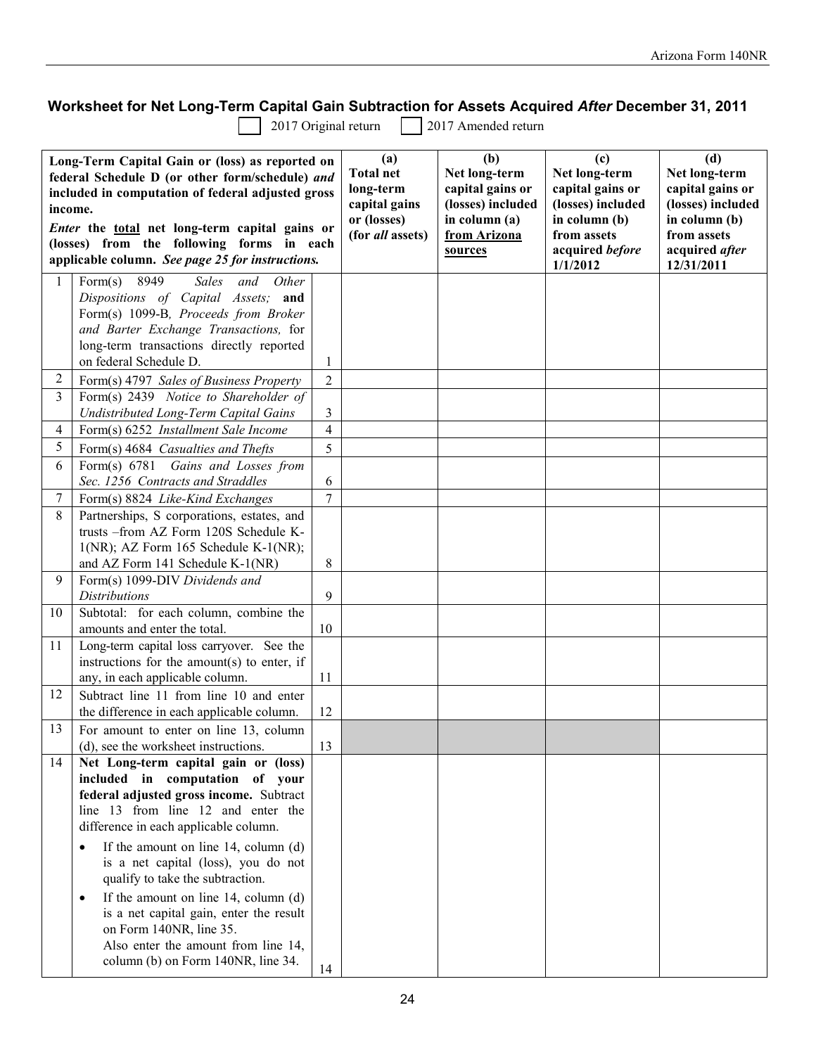## Worksheet for Net Long-Term Capital Gain Subtraction for Assets Acquired *After* December 31, 2011

☐ 2017 Original return ☐ 2017 Amended return

| | **Long-Term Capital Gain or (loss) as reported on federal Schedule D (or other form/schedule) *and* included in computation of federal adjusted gross income.** *Enter* **the total net long-term capital gains or (losses) from the following forms in each applicable column.** ***See page 25 for instructions.*** | | **(a) Total net long-term capital gains or (losses) (for *all* assets)** | **(b) Net long-term capital gains or (losses) included in column (a) from Arizona sources** | **(c) Net long-term capital gains or (losses) included in column (b) from assets acquired *before* 1/1/2012** | **(d) Net long-term capital gains or (losses) included in column (b) from assets acquired *after* 12/31/2011** |
|---|---|---|---|---|---|---|
| 1 | Form(s) 8949 *Sales and Other Dispositions of Capital Assets;* **and** Form(s) 1099-B, *Proceeds from Broker and Barter Exchange Transactions,* for long-term transactions directly reported on federal Schedule D. | 1 | | | | |
| 2 | Form(s) 4797 *Sales of Business Property* | 2 | | | | |
| 3 | Form(s) 2439 *Notice to Shareholder of Undistributed Long-Term Capital Gains* | 3 | | | | |
| 4 | Form(s) 6252 *Installment Sale Income* | 4 | | | | |
| 5 | Form(s) 4684 *Casualties and Thefts* | 5 | | | | |
| 6 | Form(s) 6781 *Gains and Losses from Sec. 1256 Contracts and Straddles* | 6 | | | | |
| 7 | Form(s) 8824 *Like-Kind Exchanges* | 7 | | | | |
| 8 | Partnerships, S corporations, estates, and trusts –from AZ Form 120S Schedule K-1(NR); AZ Form 165 Schedule K-1(NR); and AZ Form 141 Schedule K-1(NR) | 8 | | | | |
| 9 | Form(s) 1099-DIV *Dividends and Distributions* | 9 | | | | |
| 10 | Subtotal: for each column, combine the amounts and enter the total. | 10 | | | | |
| 11 | Long-term capital loss carryover. See the instructions for the amount(s) to enter, if any, in each applicable column. | 11 | | | | |
| 12 | Subtract line 11 from line 10 and enter the difference in each applicable column. | 12 | | | | |
| 13 | For amount to enter on line 13, column (d), see the worksheet instructions. | 13 | | | | |
| 14 | **Net Long-term capital gain or (loss) included in computation of your federal adjusted gross income.** Subtract line 13 from line 12 and enter the difference in each applicable column. • If the amount on line 14, column (d) is a net capital (loss), you do not qualify to take the subtraction. • If the amount on line 14, column (d) is a net capital gain, enter the result on Form 140NR, line 35. Also enter the amount from line 14, column (b) on Form 140NR, line 34. | 14 | | | | |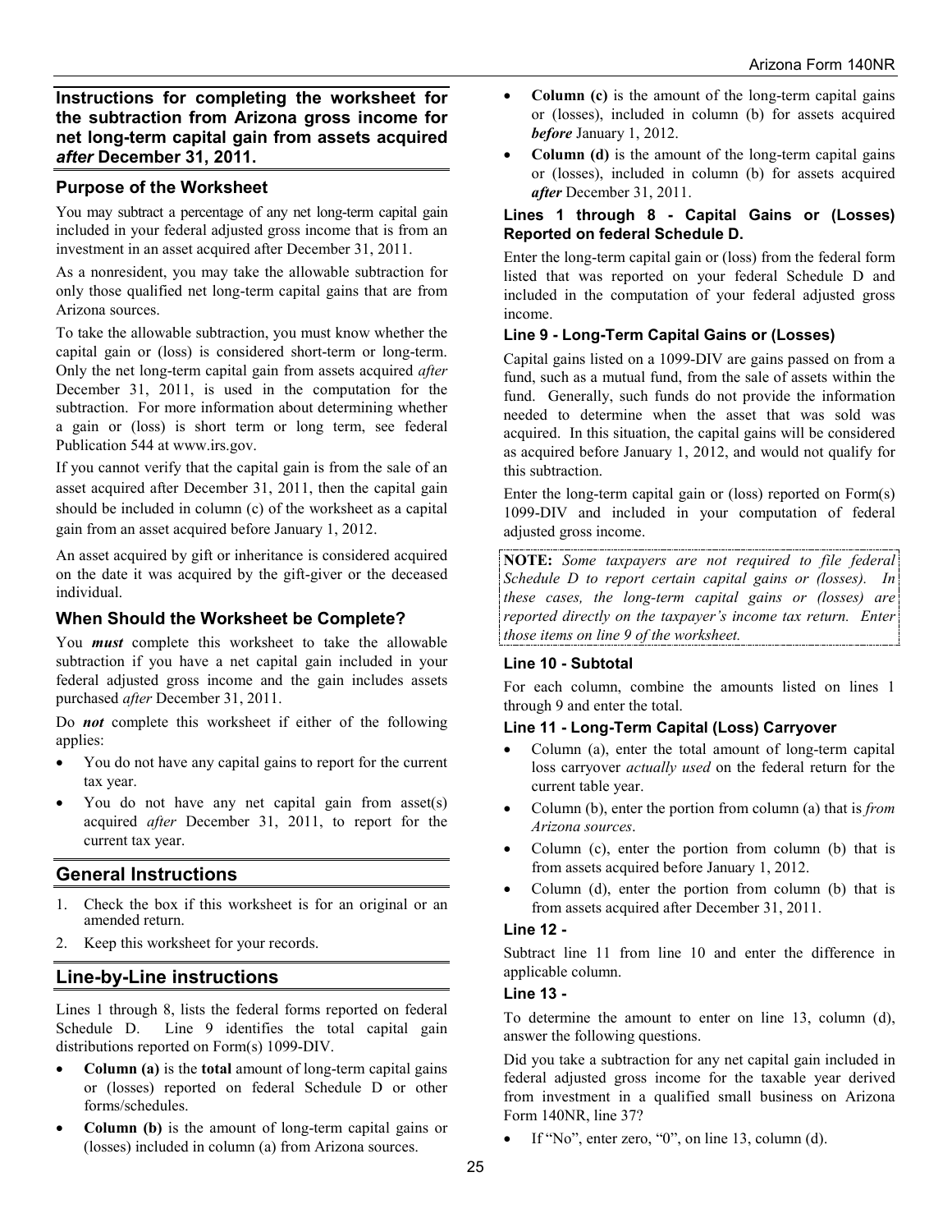## Instructions for completing the worksheet for the subtraction from Arizona gross income for net long-term capital gain from assets acquired *after* December 31, 2011.

### Purpose of the Worksheet

You may subtract a percentage of any net long-term capital gain included in your federal adjusted gross income that is from an investment in an asset acquired after December 31, 2011.

As a nonresident, you may take the allowable subtraction for only those qualified net long-term capital gains that are from Arizona sources.

To take the allowable subtraction, you must know whether the capital gain or (loss) is considered short-term or long-term. Only the net long-term capital gain from assets acquired *after* December 31, 2011, is used in the computation for the subtraction. For more information about determining whether a gain or (loss) is short term or long term, see federal Publication 544 at www.irs.gov.

If you cannot verify that the capital gain is from the sale of an asset acquired after December 31, 2011, then the capital gain should be included in column (c) of the worksheet as a capital gain from an asset acquired before January 1, 2012.

An asset acquired by gift or inheritance is considered acquired on the date it was acquired by the gift-giver or the deceased individual.

### When Should the Worksheet be Complete?

You ***must*** complete this worksheet to take the allowable subtraction if you have a net capital gain included in your federal adjusted gross income and the gain includes assets purchased *after* December 31, 2011.

Do ***not*** complete this worksheet if either of the following applies:

- You do not have any capital gains to report for the current tax year.
- You do not have any net capital gain from asset(s) acquired *after* December 31, 2011, to report for the current tax year.

## General Instructions

1. Check the box if this worksheet is for an original or an amended return.
2. Keep this worksheet for your records.

## Line-by-Line instructions

Lines 1 through 8, lists the federal forms reported on federal Schedule D. Line 9 identifies the total capital gain distributions reported on Form(s) 1099-DIV.

- **Column (a)** is the **total** amount of long-term capital gains or (losses) reported on federal Schedule D or other forms/schedules.
- **Column (b)** is the amount of long-term capital gains or (losses) included in column (a) from Arizona sources.
- **Column (c)** is the amount of the long-term capital gains or (losses), included in column (b) for assets acquired ***before*** January 1, 2012.
- **Column (d)** is the amount of the long-term capital gains or (losses), included in column (b) for assets acquired ***after*** December 31, 2011.

#### Lines 1 through 8 - Capital Gains or (Losses) Reported on federal Schedule D.

Enter the long-term capital gain or (loss) from the federal form listed that was reported on your federal Schedule D and included in the computation of your federal adjusted gross income.

#### Line 9 - Long-Term Capital Gains or (Losses)

Capital gains listed on a 1099-DIV are gains passed on from a fund, such as a mutual fund, from the sale of assets within the fund. Generally, such funds do not provide the information needed to determine when the asset that was sold was acquired. In this situation, the capital gains will be considered as acquired before January 1, 2012, and would not qualify for this subtraction.

Enter the long-term capital gain or (loss) reported on Form(s) 1099-DIV and included in your computation of federal adjusted gross income.

**NOTE:** *Some taxpayers are not required to file federal Schedule D to report certain capital gains or (losses). In these cases, the long-term capital gains or (losses) are reported directly on the taxpayer's income tax return. Enter those items on line 9 of the worksheet.*

#### Line 10 - Subtotal

For each column, combine the amounts listed on lines 1 through 9 and enter the total.

#### Line 11 - Long-Term Capital (Loss) Carryover

- Column (a), enter the total amount of long-term capital loss carryover *actually used* on the federal return for the current table year.
- Column (b), enter the portion from column (a) that is *from Arizona sources*.
- Column (c), enter the portion from column (b) that is from assets acquired before January 1, 2012.
- Column (d), enter the portion from column (b) that is from assets acquired after December 31, 2011.

#### Line 12 -

Subtract line 11 from line 10 and enter the difference in applicable column.

#### Line 13 -

To determine the amount to enter on line 13, column (d), answer the following questions.

Did you take a subtraction for any net capital gain included in federal adjusted gross income for the taxable year derived from investment in a qualified small business on Arizona Form 140NR, line 37?

- If "No", enter zero, "0", on line 13, column (d).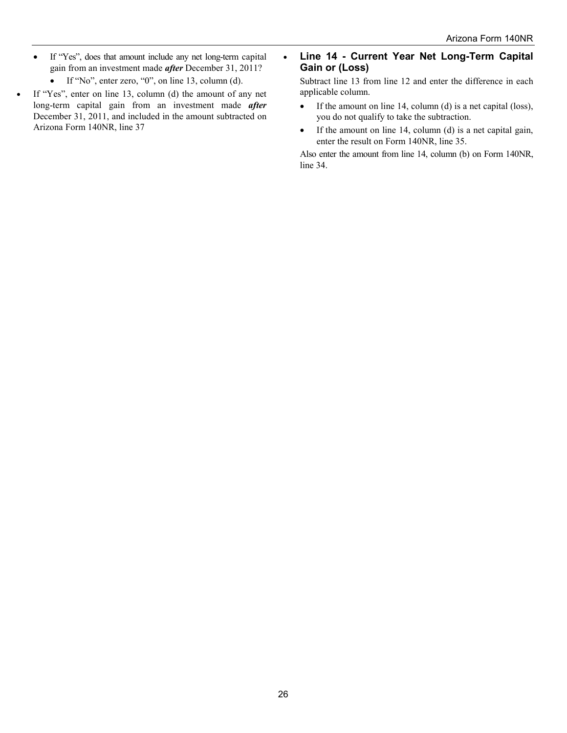- If "Yes", does that amount include any net long-term capital gain from an investment made ***after*** December 31, 2011?
    - If "No", enter zero, "0", on line 13, column (d).
- If "Yes", enter on line 13, column (d) the amount of any net long-term capital gain from an investment made ***after*** December 31, 2011, and included in the amount subtracted on Arizona Form 140NR, line 37

- **Line 14 - Current Year Net Long-Term Capital Gain or (Loss)**

  Subtract line 13 from line 12 and enter the difference in each applicable column.

  - If the amount on line 14, column (d) is a net capital (loss), you do not qualify to take the subtraction.
  - If the amount on line 14, column (d) is a net capital gain, enter the result on Form 140NR, line 35.

  Also enter the amount from line 14, column (b) on Form 140NR, line 34.